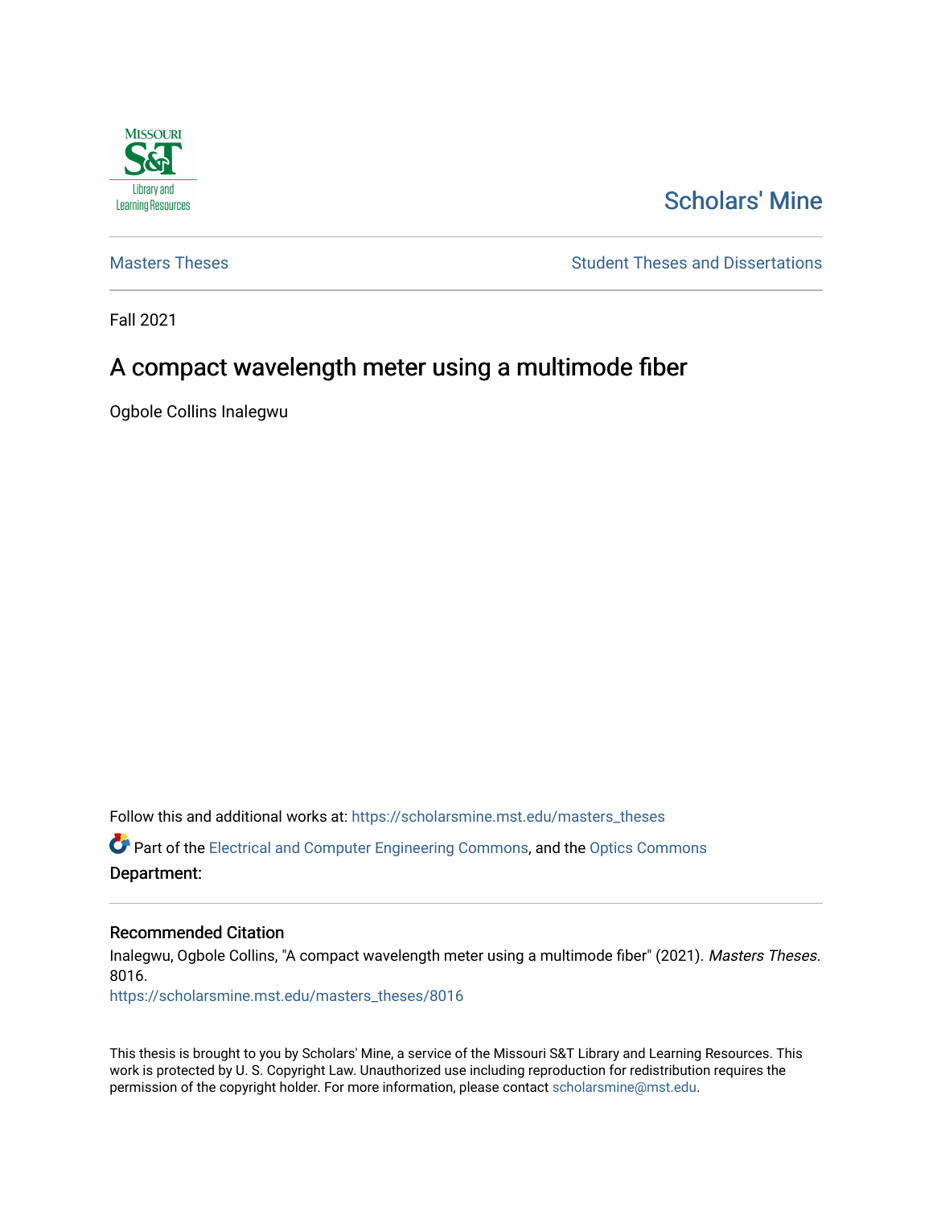Scholars' Mine

Masters Theses

Student Theses and Dissertations

Fall 2021

# A compact wavelength meter using a multimode fiber

Ogbole Collins Inalegwu

Follow this and additional works at: https://scholarsmine.mst.edu/masters_theses

Part of the Electrical and Computer Engineering Commons, and the Optics Commons

**Department:**

## Recommended Citation

Inalegwu, Ogbole Collins, "A compact wavelength meter using a multimode fiber" (2021). *Masters Theses*. 8016.

https://scholarsmine.mst.edu/masters_theses/8016

This thesis is brought to you by Scholars' Mine, a service of the Missouri S&T Library and Learning Resources. This work is protected by U. S. Copyright Law. Unauthorized use including reproduction for redistribution requires the permission of the copyright holder. For more information, please contact scholarsmine@mst.edu.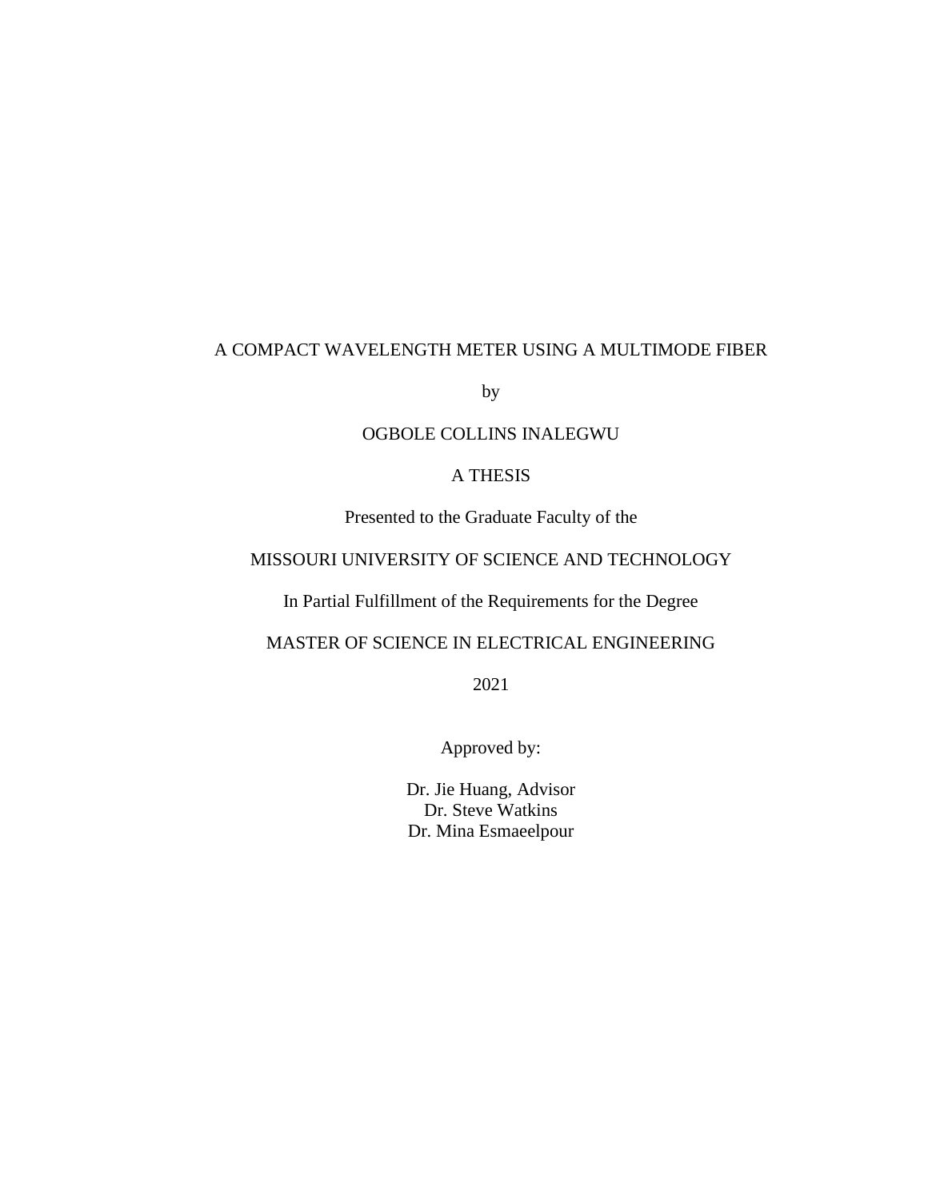A COMPACT WAVELENGTH METER USING A MULTIMODE FIBER

by

OGBOLE COLLINS INALEGWU

A THESIS

Presented to the Graduate Faculty of the

MISSOURI UNIVERSITY OF SCIENCE AND TECHNOLOGY

In Partial Fulfillment of the Requirements for the Degree

MASTER OF SCIENCE IN ELECTRICAL ENGINEERING

2021

Approved by:

Dr. Jie Huang, Advisor
Dr. Steve Watkins
Dr. Mina Esmaeelpour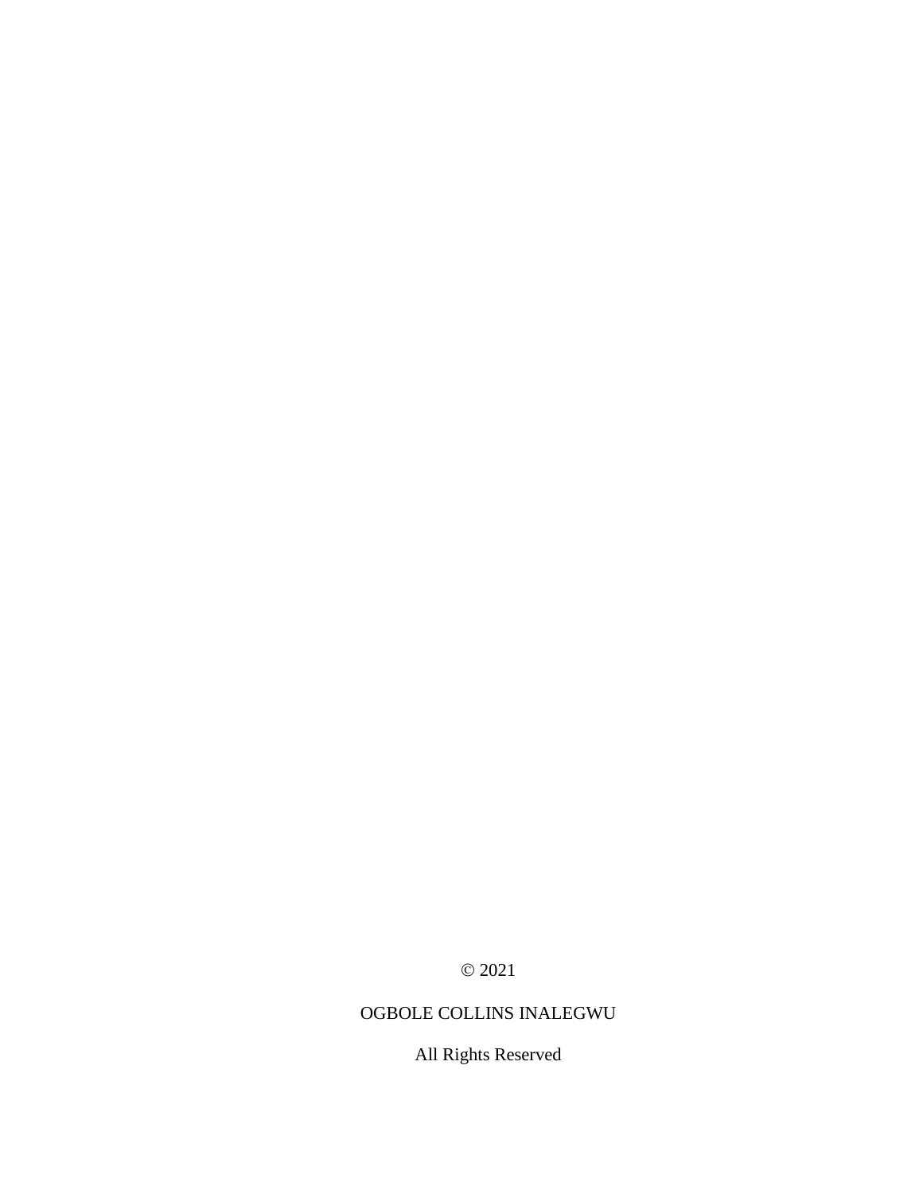© 2021

OGBOLE COLLINS INALEGWU

All Rights Reserved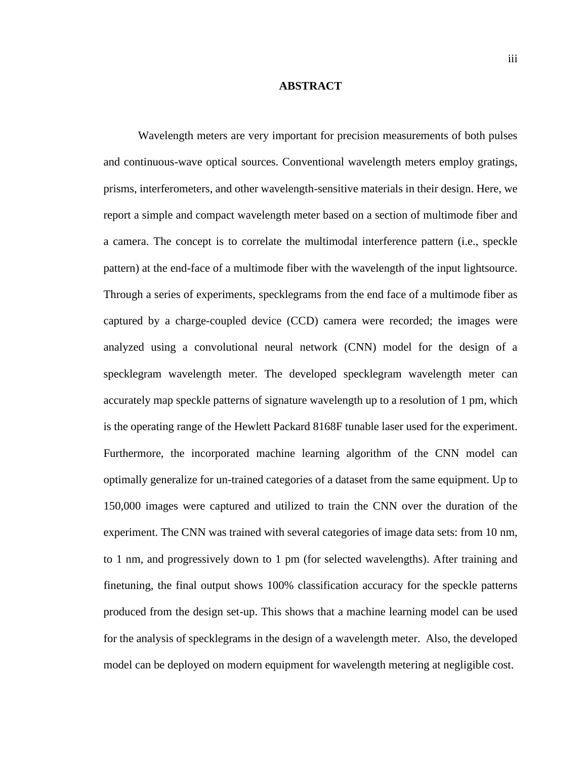## ABSTRACT

Wavelength meters are very important for precision measurements of both pulses and continuous-wave optical sources. Conventional wavelength meters employ gratings, prisms, interferometers, and other wavelength-sensitive materials in their design. Here, we report a simple and compact wavelength meter based on a section of multimode fiber and a camera. The concept is to correlate the multimodal interference pattern (i.e., speckle pattern) at the end-face of a multimode fiber with the wavelength of the input lightsource. Through a series of experiments, specklegrams from the end face of a multimode fiber as captured by a charge-coupled device (CCD) camera were recorded; the images were analyzed using a convolutional neural network (CNN) model for the design of a specklegram wavelength meter. The developed specklegram wavelength meter can accurately map speckle patterns of signature wavelength up to a resolution of 1 pm, which is the operating range of the Hewlett Packard 8168F tunable laser used for the experiment. Furthermore, the incorporated machine learning algorithm of the CNN model can optimally generalize for un-trained categories of a dataset from the same equipment. Up to 150,000 images were captured and utilized to train the CNN over the duration of the experiment. The CNN was trained with several categories of image data sets: from 10 nm, to 1 nm, and progressively down to 1 pm (for selected wavelengths). After training and finetuning, the final output shows 100% classification accuracy for the speckle patterns produced from the design set-up. This shows that a machine learning model can be used for the analysis of specklegrams in the design of a wavelength meter. Also, the developed model can be deployed on modern equipment for wavelength metering at negligible cost.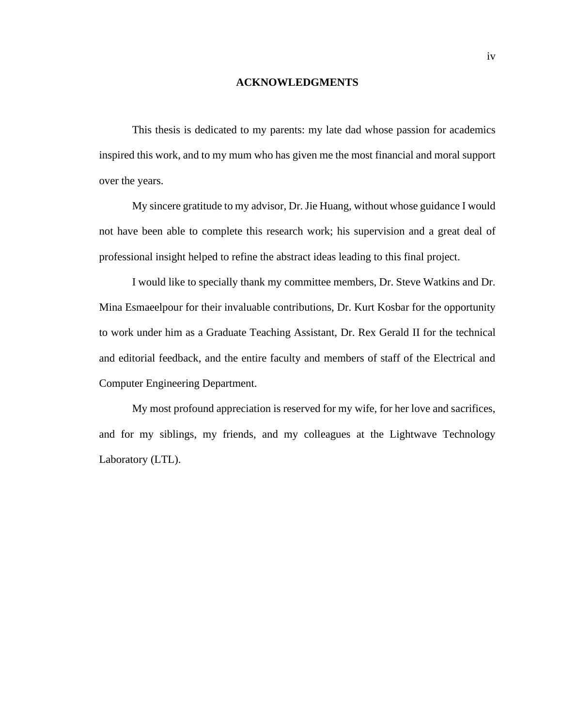# ACKNOWLEDGMENTS

This thesis is dedicated to my parents: my late dad whose passion for academics inspired this work, and to my mum who has given me the most financial and moral support over the years.

My sincere gratitude to my advisor, Dr. Jie Huang, without whose guidance I would not have been able to complete this research work; his supervision and a great deal of professional insight helped to refine the abstract ideas leading to this final project.

I would like to specially thank my committee members, Dr. Steve Watkins and Dr. Mina Esmaeelpour for their invaluable contributions, Dr. Kurt Kosbar for the opportunity to work under him as a Graduate Teaching Assistant, Dr. Rex Gerald II for the technical and editorial feedback, and the entire faculty and members of staff of the Electrical and Computer Engineering Department.

My most profound appreciation is reserved for my wife, for her love and sacrifices, and for my siblings, my friends, and my colleagues at the Lightwave Technology Laboratory (LTL).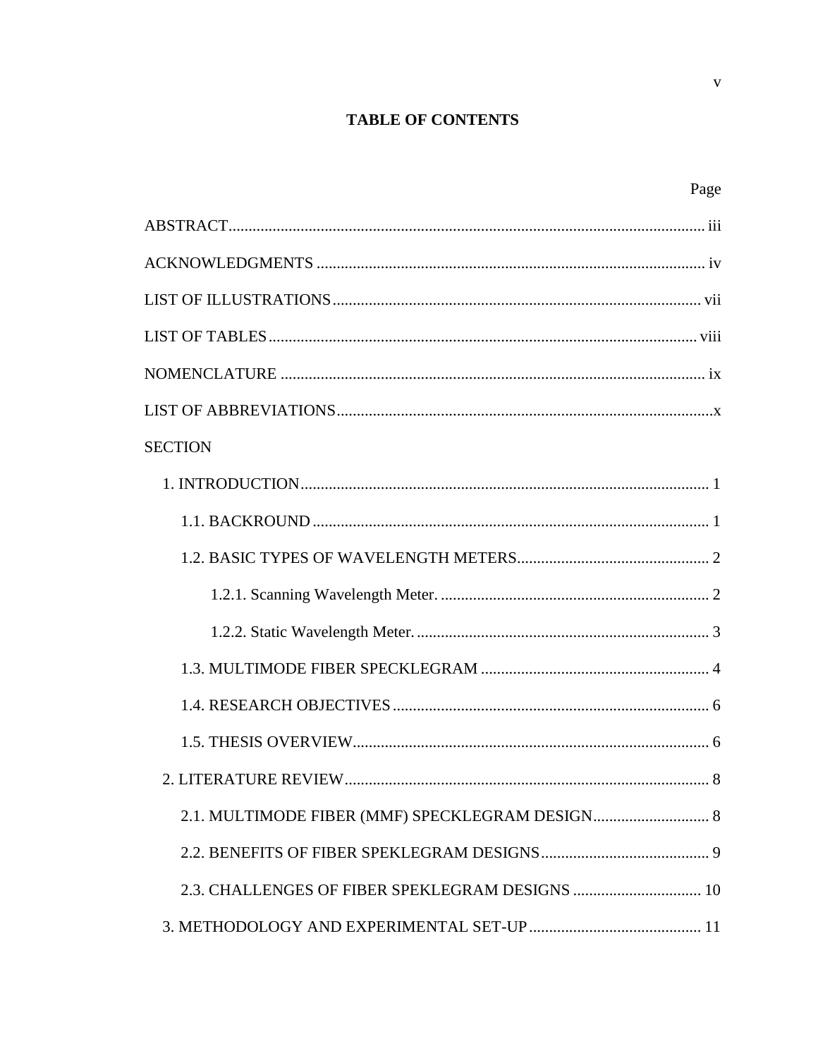# TABLE OF CONTENTS

| | Page |
|---|---|
| ABSTRACT | iii |
| ACKNOWLEDGMENTS | iv |
| LIST OF ILLUSTRATIONS | vii |
| LIST OF TABLES | viii |
| NOMENCLATURE | ix |
| LIST OF ABBREVIATIONS | x |
| SECTION | |
| 1. INTRODUCTION | 1 |
| 1.1. BACKROUND | 1 |
| 1.2. BASIC TYPES OF WAVELENGTH METERS | 2 |
| 1.2.1. Scanning Wavelength Meter. | 2 |
| 1.2.2. Static Wavelength Meter. | 3 |
| 1.3. MULTIMODE FIBER SPECKLEGRAM | 4 |
| 1.4. RESEARCH OBJECTIVES | 6 |
| 1.5. THESIS OVERVIEW | 6 |
| 2. LITERATURE REVIEW | 8 |
| 2.1. MULTIMODE FIBER (MMF) SPECKLEGRAM DESIGN | 8 |
| 2.2. BENEFITS OF FIBER SPEKLEGRAM DESIGNS | 9 |
| 2.3. CHALLENGES OF FIBER SPEKLEGRAM DESIGNS | 10 |
| 3. METHODOLOGY AND EXPERIMENTAL SET-UP | 11 |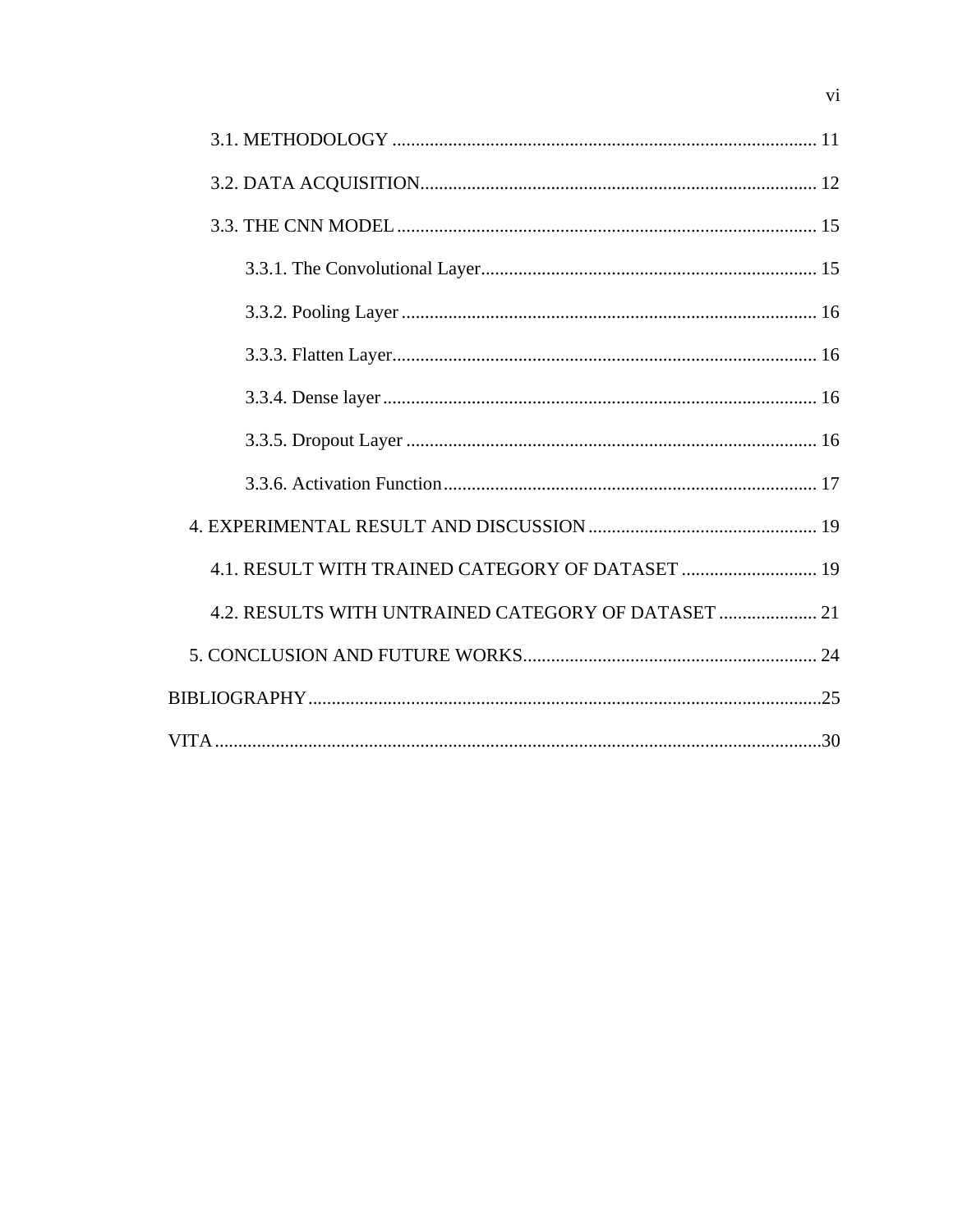3.1. METHODOLOGY .......................................................................................... 11

3.2. DATA ACQUISITION..................................................................................... 12

3.3. THE CNN MODEL.......................................................................................... 15

3.3.1. The Convolutional Layer........................................................................ 15

3.3.2. Pooling Layer ......................................................................................... 16

3.3.3. Flatten Layer........................................................................................... 16

3.3.4. Dense layer............................................................................................. 16

3.3.5. Dropout Layer ........................................................................................ 16

3.3.6. Activation Function................................................................................ 17

4. EXPERIMENTAL RESULT AND DISCUSSION................................................. 19

4.1. RESULT WITH TRAINED CATEGORY OF DATASET ............................. 19

4.2. RESULTS WITH UNTRAINED CATEGORY OF DATASET ..................... 21

5. CONCLUSION AND FUTURE WORKS............................................................... 24

BIBLIOGRAPHY.............................................................................................................25

VITA..................................................................................................................................30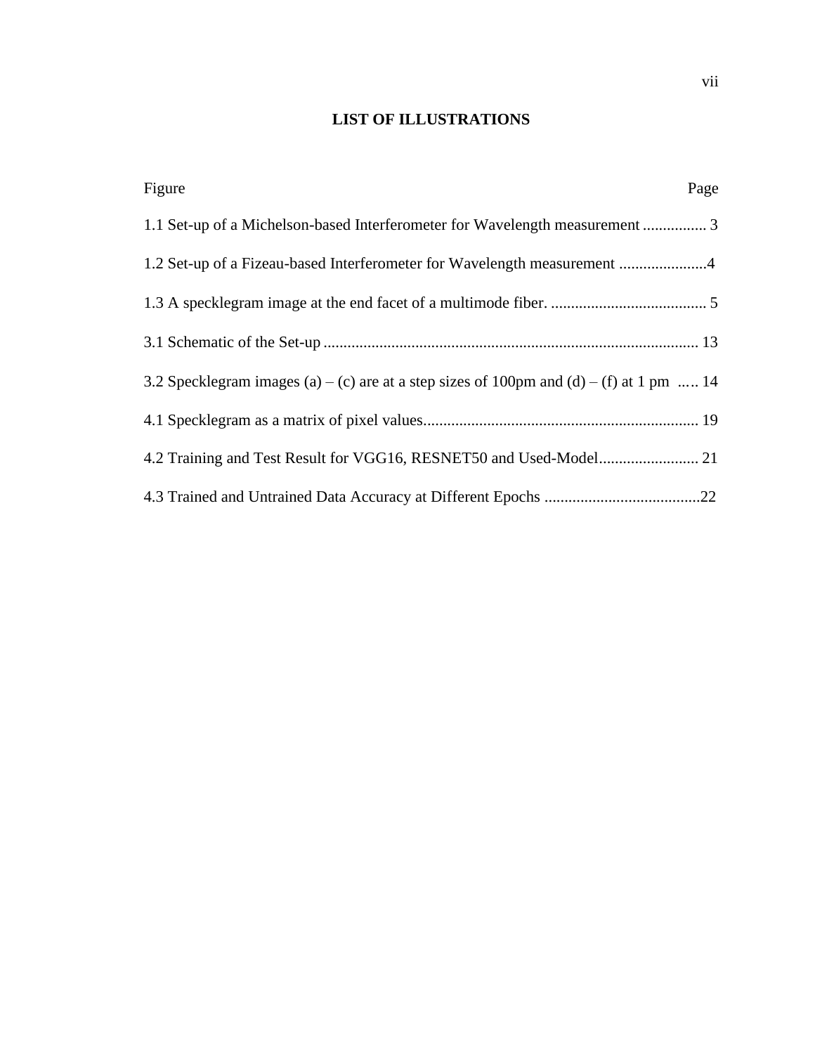# LIST OF ILLUSTRATIONS

| Figure | Page |
|---|---|
| 1.1 Set-up of a Michelson-based Interferometer for Wavelength measurement | 3 |
| 1.2 Set-up of a Fizeau-based Interferometer for Wavelength measurement | 4 |
| 1.3 A specklegram image at the end facet of a multimode fiber. | 5 |
| 3.1 Schematic of the Set-up | 13 |
| 3.2 Specklegram images (a) – (c) are at a step sizes of 100pm and (d) – (f) at 1 pm | 14 |
| 4.1 Specklegram as a matrix of pixel values | 19 |
| 4.2 Training and Test Result for VGG16, RESNET50 and Used-Model | 21 |
| 4.3 Trained and Untrained Data Accuracy at Different Epochs | 22 |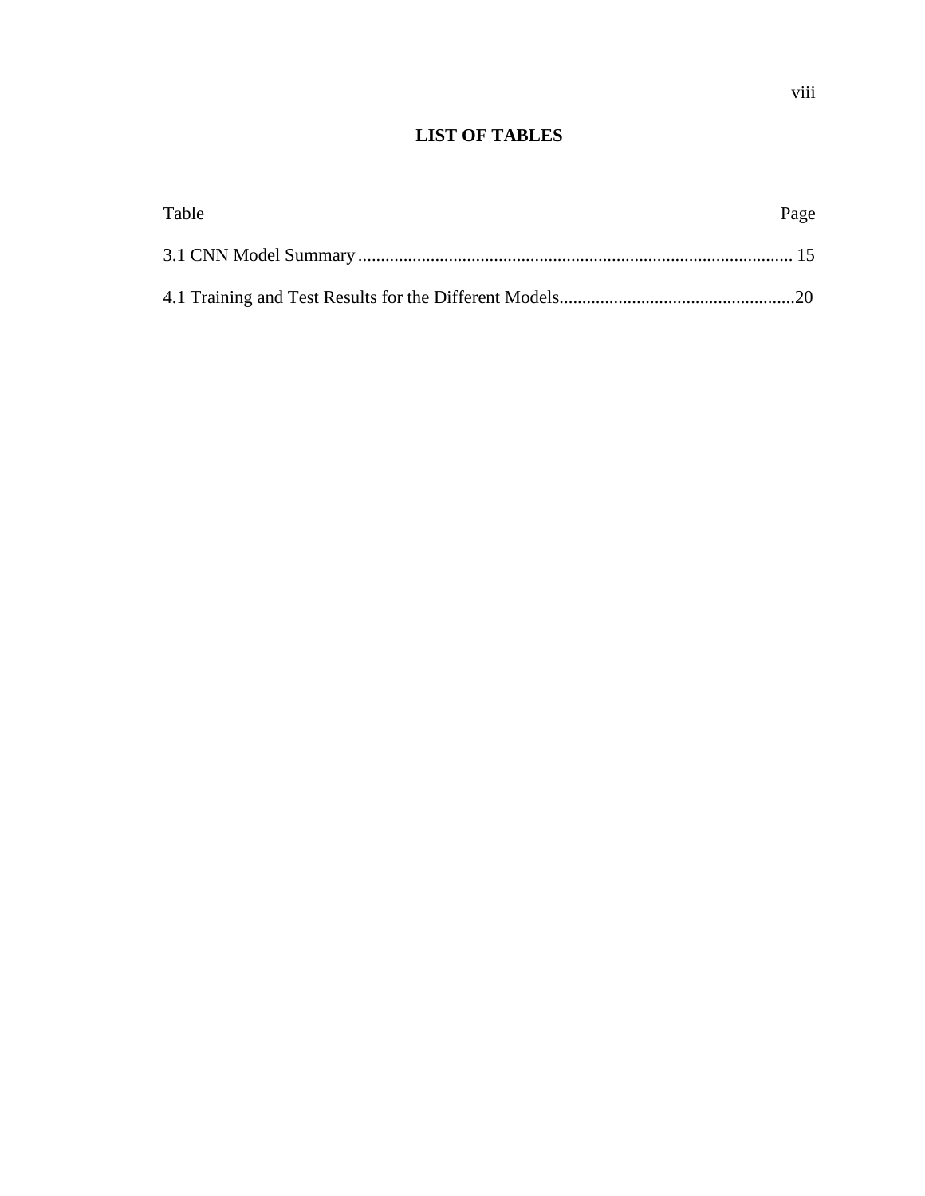# LIST OF TABLES

| Table | Page |
|---|---|
| 3.1 CNN Model Summary | 15 |
| 4.1 Training and Test Results for the Different Models | 20 |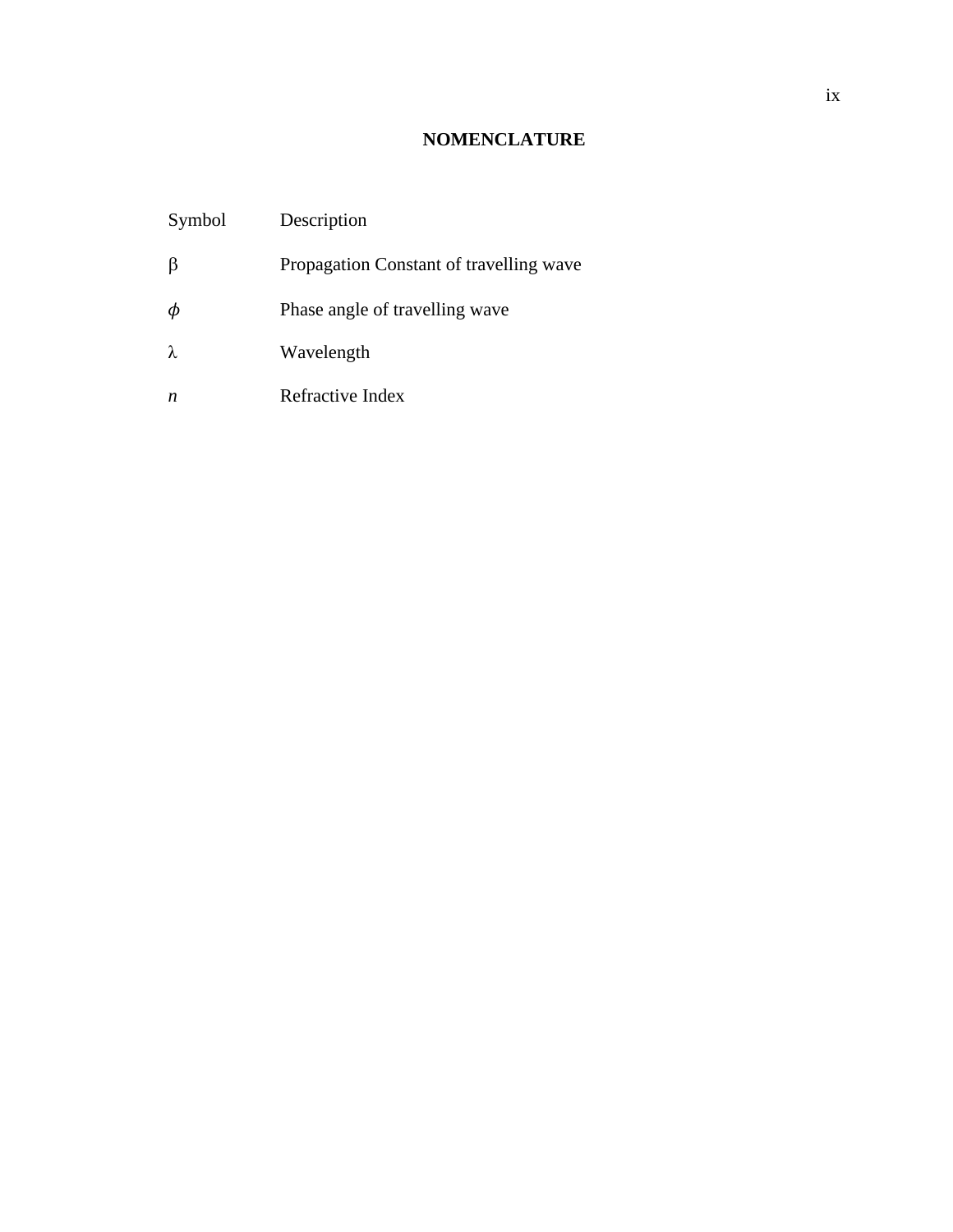# NOMENCLATURE

| Symbol | Description |
|---|---|
| $\beta$ | Propagation Constant of travelling wave |
| $\phi$ | Phase angle of travelling wave |
| $\lambda$ | Wavelength |
| $n$ | Refractive Index |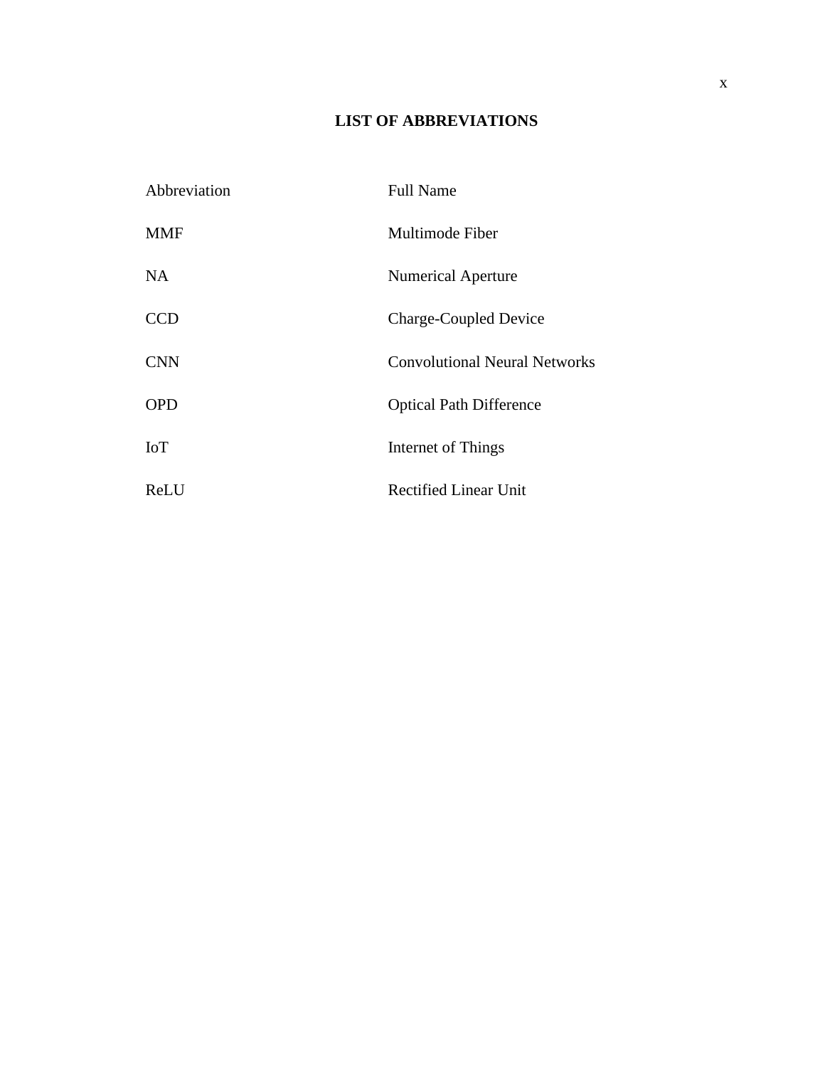# LIST OF ABBREVIATIONS

| Abbreviation | Full Name |
|---|---|
| MMF | Multimode Fiber |
| NA | Numerical Aperture |
| CCD | Charge-Coupled Device |
| CNN | Convolutional Neural Networks |
| OPD | Optical Path Difference |
| IoT | Internet of Things |
| ReLU | Rectified Linear Unit |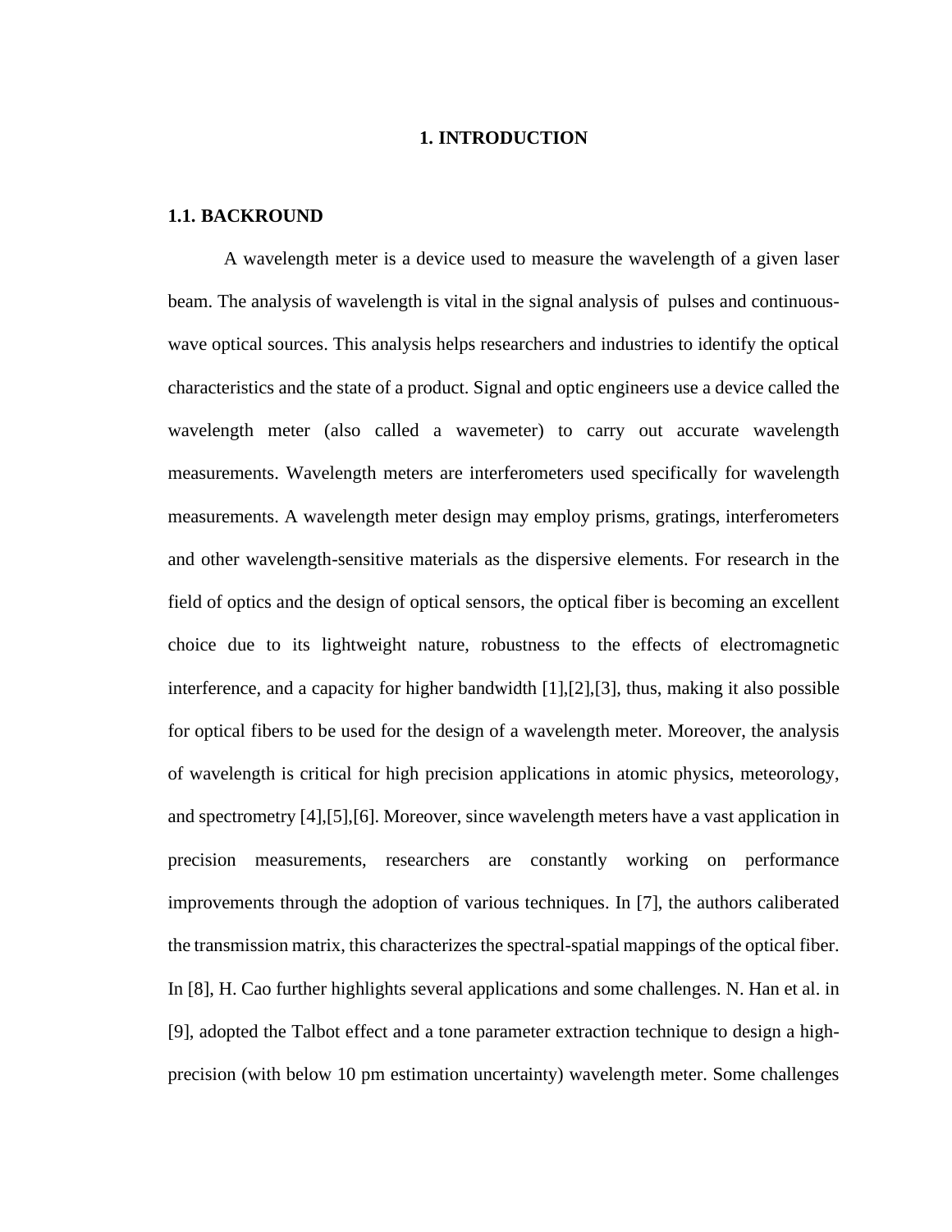# 1. INTRODUCTION

## 1.1. BACKROUND

A wavelength meter is a device used to measure the wavelength of a given laser beam. The analysis of wavelength is vital in the signal analysis of pulses and continuous-wave optical sources. This analysis helps researchers and industries to identify the optical characteristics and the state of a product. Signal and optic engineers use a device called the wavelength meter (also called a wavemeter) to carry out accurate wavelength measurements. Wavelength meters are interferometers used specifically for wavelength measurements. A wavelength meter design may employ prisms, gratings, interferometers and other wavelength-sensitive materials as the dispersive elements. For research in the field of optics and the design of optical sensors, the optical fiber is becoming an excellent choice due to its lightweight nature, robustness to the effects of electromagnetic interference, and a capacity for higher bandwidth [1],[2],[3], thus, making it also possible for optical fibers to be used for the design of a wavelength meter. Moreover, the analysis of wavelength is critical for high precision applications in atomic physics, meteorology, and spectrometry [4],[5],[6]. Moreover, since wavelength meters have a vast application in precision measurements, researchers are constantly working on performance improvements through the adoption of various techniques. In [7], the authors caliberated the transmission matrix, this characterizes the spectral-spatial mappings of the optical fiber. In [8], H. Cao further highlights several applications and some challenges. N. Han et al. in [9], adopted the Talbot effect and a tone parameter extraction technique to design a high-precision (with below 10 pm estimation uncertainty) wavelength meter. Some challenges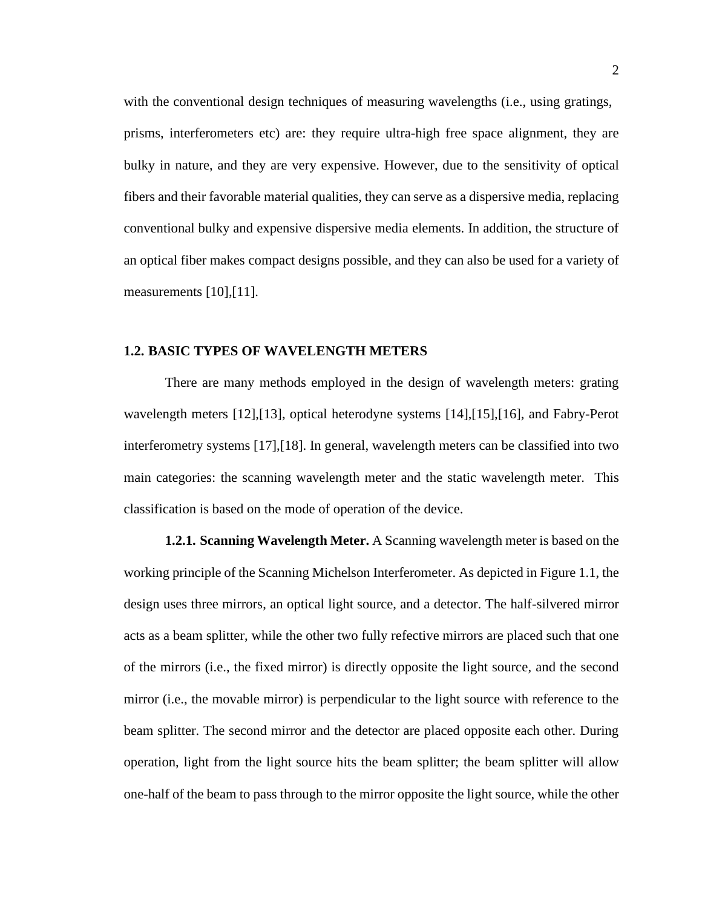with the conventional design techniques of measuring wavelengths (i.e., using gratings, prisms, interferometers etc) are: they require ultra-high free space alignment, they are bulky in nature, and they are very expensive. However, due to the sensitivity of optical fibers and their favorable material qualities, they can serve as a dispersive media, replacing conventional bulky and expensive dispersive media elements. In addition, the structure of an optical fiber makes compact designs possible, and they can also be used for a variety of measurements [10],[11].

## 1.2. BASIC TYPES OF WAVELENGTH METERS

There are many methods employed in the design of wavelength meters: grating wavelength meters [12],[13], optical heterodyne systems [14],[15],[16], and Fabry-Perot interferometry systems [17],[18]. In general, wavelength meters can be classified into two main categories: the scanning wavelength meter and the static wavelength meter. This classification is based on the mode of operation of the device.

**1.2.1. Scanning Wavelength Meter.** A Scanning wavelength meter is based on the working principle of the Scanning Michelson Interferometer. As depicted in Figure 1.1, the design uses three mirrors, an optical light source, and a detector. The half-silvered mirror acts as a beam splitter, while the other two fully refective mirrors are placed such that one of the mirrors (i.e., the fixed mirror) is directly opposite the light source, and the second mirror (i.e., the movable mirror) is perpendicular to the light source with reference to the beam splitter. The second mirror and the detector are placed opposite each other. During operation, light from the light source hits the beam splitter; the beam splitter will allow one-half of the beam to pass through to the mirror opposite the light source, while the other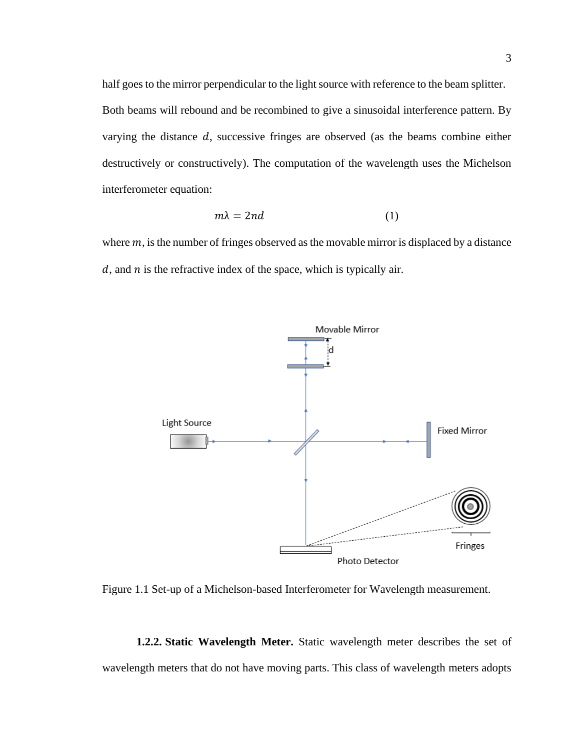half goes to the mirror perpendicular to the light source with reference to the beam splitter. Both beams will rebound and be recombined to give a sinusoidal interference pattern. By varying the distance $d$, successive fringes are observed (as the beams combine either destructively or constructively). The computation of the wavelength uses the Michelson interferometer equation:

$$m\lambda = 2nd \quad (1)$$

where $m$, is the number of fringes observed as the movable mirror is displaced by a distance $d$, and $n$ is the refractive index of the space, which is typically air.

Figure 1.1 Set-up of a Michelson-based Interferometer for Wavelength measurement.

**1.2.2. Static Wavelength Meter.** Static wavelength meter describes the set of wavelength meters that do not have moving parts. This class of wavelength meters adopts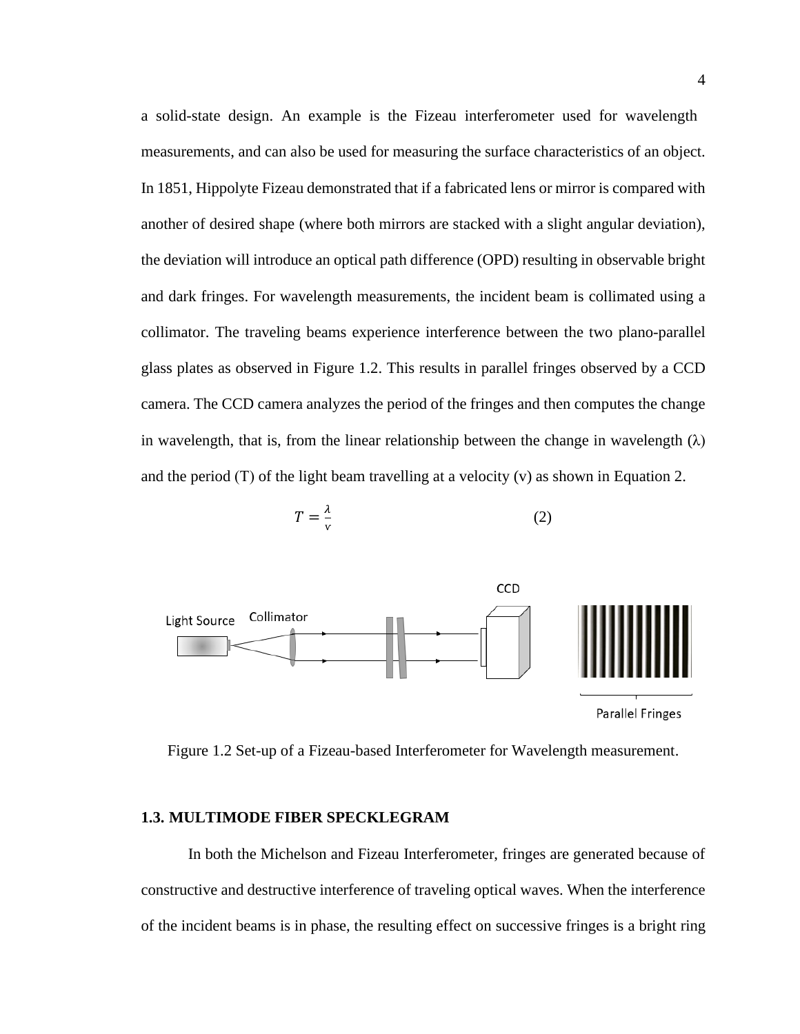a solid-state design. An example is the Fizeau interferometer used for wavelength measurements, and can also be used for measuring the surface characteristics of an object. In 1851, Hippolyte Fizeau demonstrated that if a fabricated lens or mirror is compared with another of desired shape (where both mirrors are stacked with a slight angular deviation), the deviation will introduce an optical path difference (OPD) resulting in observable bright and dark fringes. For wavelength measurements, the incident beam is collimated using a collimator. The traveling beams experience interference between the two plano-parallel glass plates as observed in Figure 1.2. This results in parallel fringes observed by a CCD camera. The CCD camera analyzes the period of the fringes and then computes the change in wavelength, that is, from the linear relationship between the change in wavelength (λ) and the period (T) of the light beam travelling at a velocity (v) as shown in Equation 2.

$$T = \frac{\lambda}{v} \tag{2}$$

Figure 1.2 Set-up of a Fizeau-based Interferometer for Wavelength measurement.

## 1.3. MULTIMODE FIBER SPECKLEGRAM

In both the Michelson and Fizeau Interferometer, fringes are generated because of constructive and destructive interference of traveling optical waves. When the interference of the incident beams is in phase, the resulting effect on successive fringes is a bright ring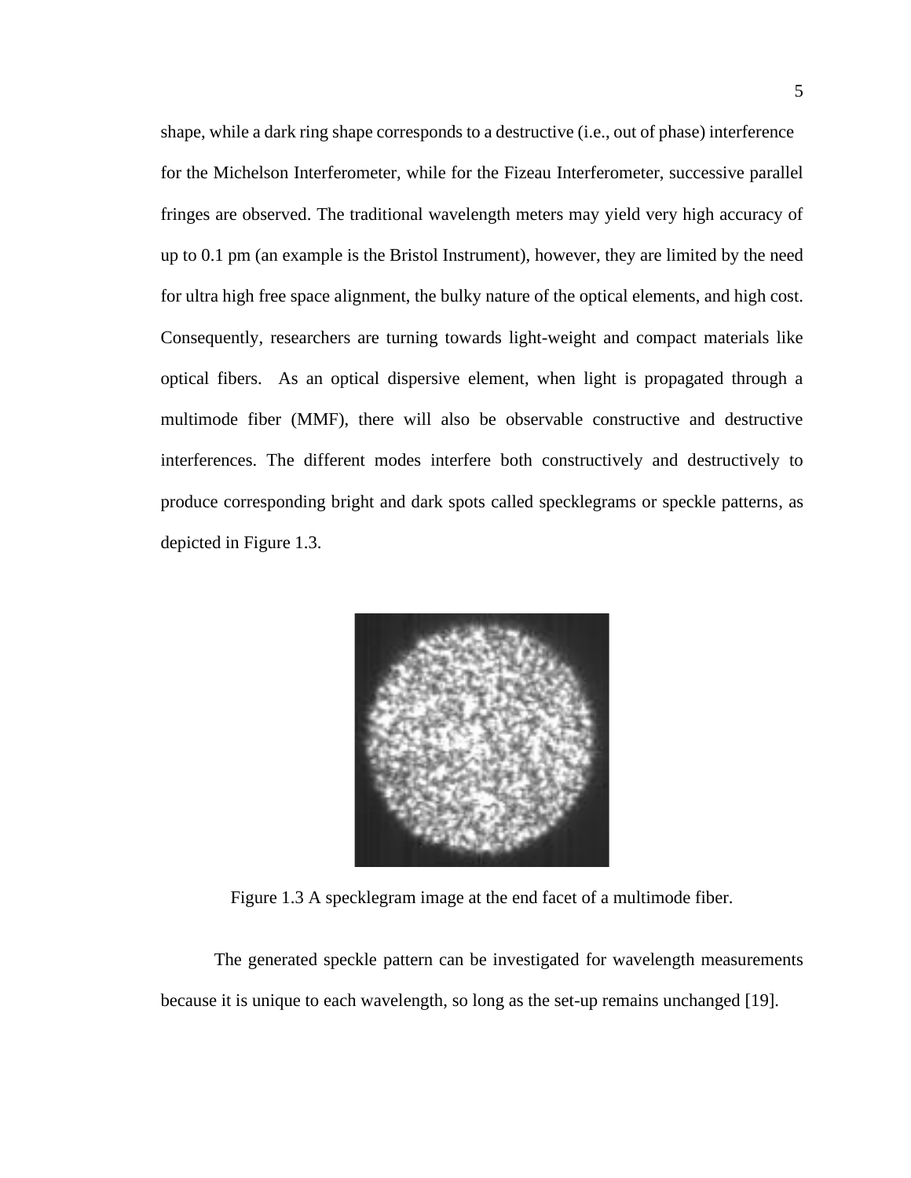shape, while a dark ring shape corresponds to a destructive (i.e., out of phase) interference for the Michelson Interferometer, while for the Fizeau Interferometer, successive parallel fringes are observed. The traditional wavelength meters may yield very high accuracy of up to 0.1 pm (an example is the Bristol Instrument), however, they are limited by the need for ultra high free space alignment, the bulky nature of the optical elements, and high cost. Consequently, researchers are turning towards light-weight and compact materials like optical fibers. As an optical dispersive element, when light is propagated through a multimode fiber (MMF), there will also be observable constructive and destructive interferences. The different modes interfere both constructively and destructively to produce corresponding bright and dark spots called specklegrams or speckle patterns, as depicted in Figure 1.3.

Figure 1.3 A specklegram image at the end facet of a multimode fiber.

The generated speckle pattern can be investigated for wavelength measurements because it is unique to each wavelength, so long as the set-up remains unchanged [19].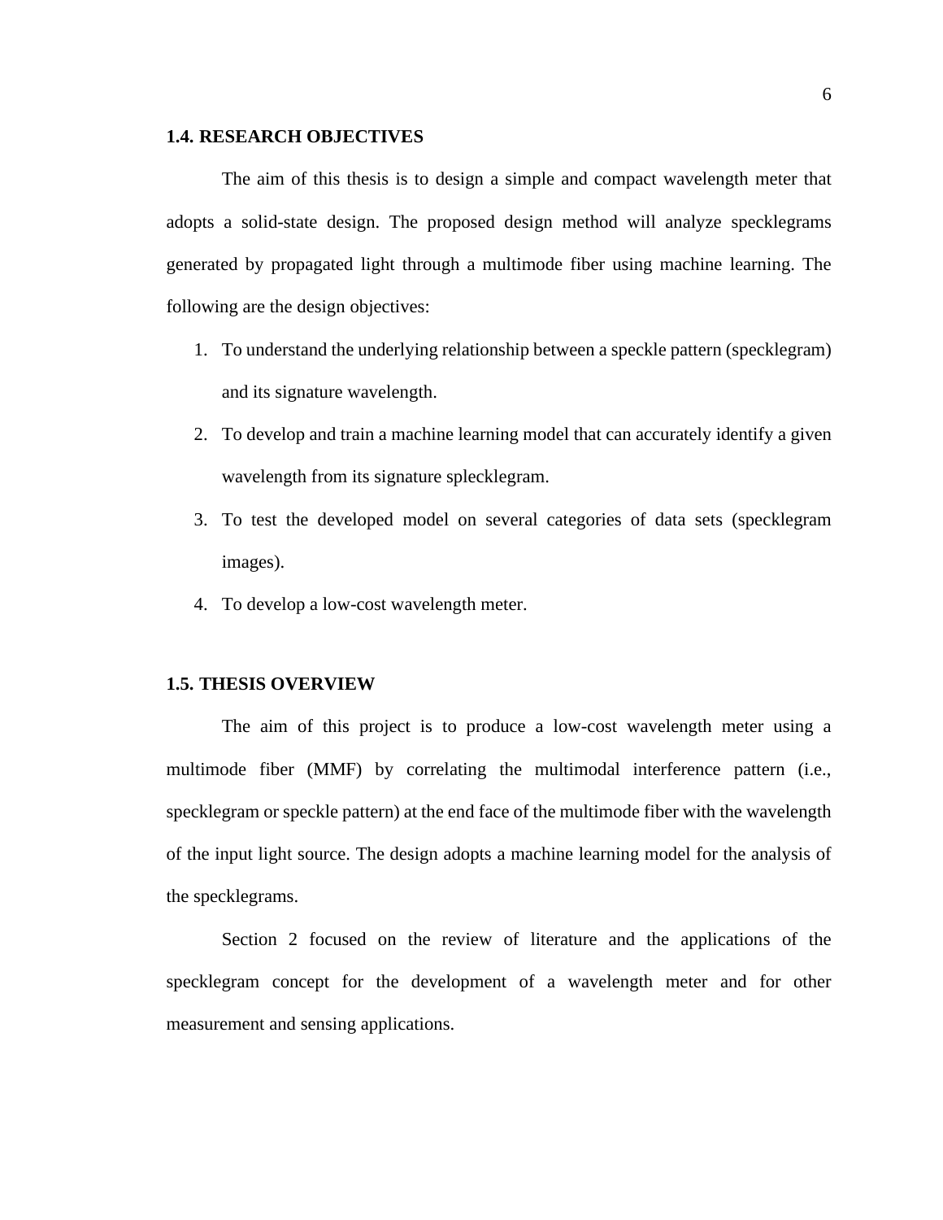## 1.4. RESEARCH OBJECTIVES

The aim of this thesis is to design a simple and compact wavelength meter that adopts a solid-state design. The proposed design method will analyze specklegrams generated by propagated light through a multimode fiber using machine learning. The following are the design objectives:

1. To understand the underlying relationship between a speckle pattern (specklegram) and its signature wavelength.
2. To develop and train a machine learning model that can accurately identify a given wavelength from its signature splecklegram.
3. To test the developed model on several categories of data sets (specklegram images).
4. To develop a low-cost wavelength meter.

## 1.5. THESIS OVERVIEW

The aim of this project is to produce a low-cost wavelength meter using a multimode fiber (MMF) by correlating the multimodal interference pattern (i.e., specklegram or speckle pattern) at the end face of the multimode fiber with the wavelength of the input light source. The design adopts a machine learning model for the analysis of the specklegrams.

Section 2 focused on the review of literature and the applications of the specklegram concept for the development of a wavelength meter and for other measurement and sensing applications.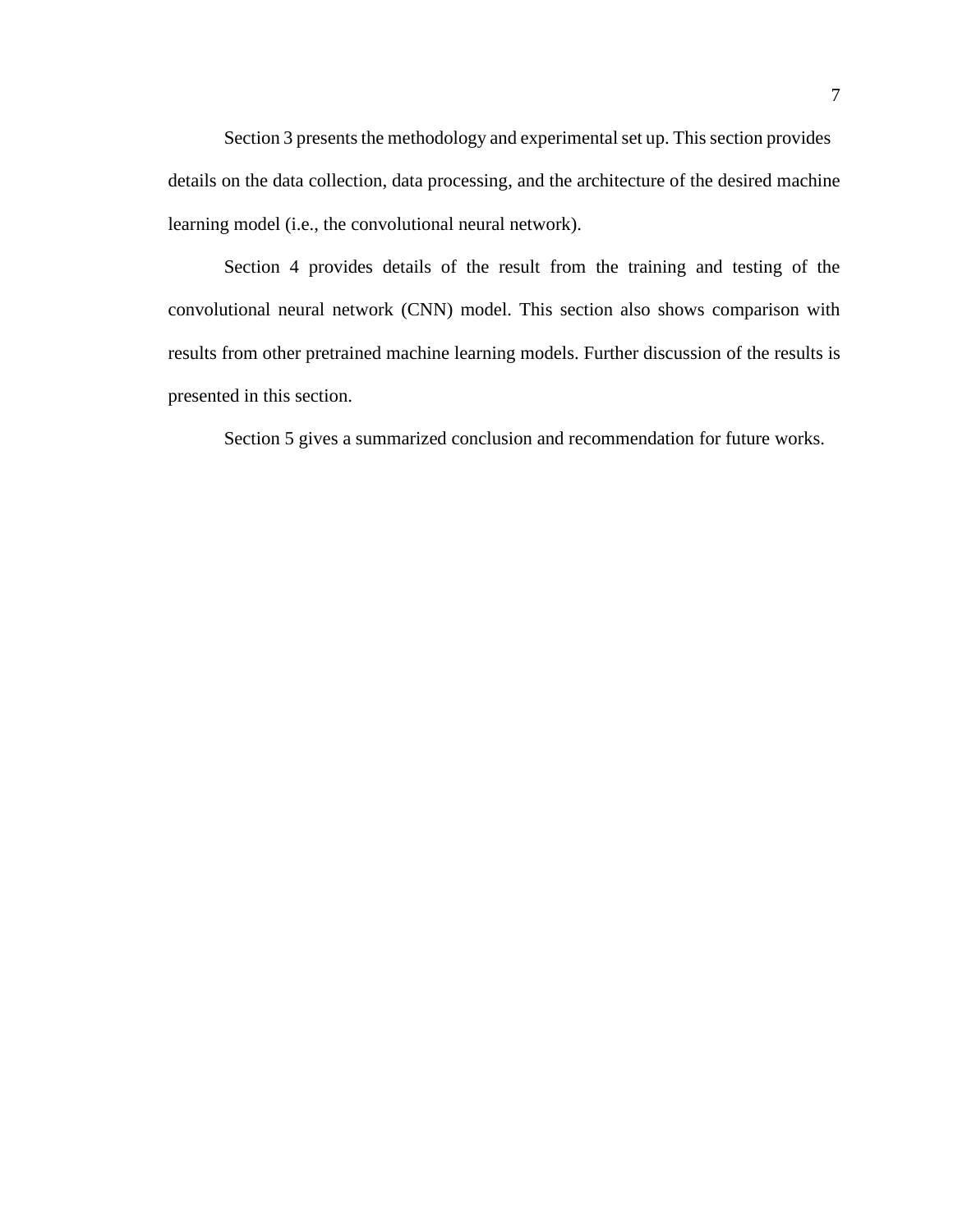Section 3 presents the methodology and experimental set up. This section provides details on the data collection, data processing, and the architecture of the desired machine learning model (i.e., the convolutional neural network).

Section 4 provides details of the result from the training and testing of the convolutional neural network (CNN) model. This section also shows comparison with results from other pretrained machine learning models. Further discussion of the results is presented in this section.

Section 5 gives a summarized conclusion and recommendation for future works.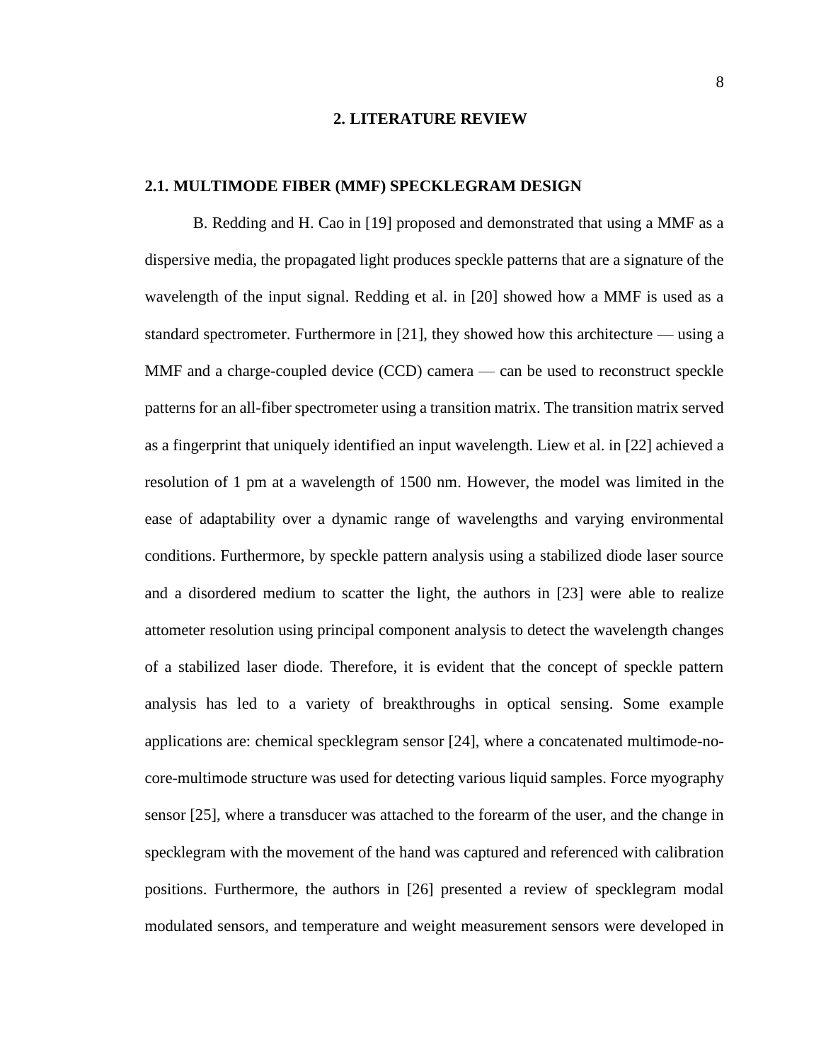# 2. LITERATURE REVIEW

## 2.1. MULTIMODE FIBER (MMF) SPECKLEGRAM DESIGN

B. Redding and H. Cao in [19] proposed and demonstrated that using a MMF as a dispersive media, the propagated light produces speckle patterns that are a signature of the wavelength of the input signal. Redding et al. in [20] showed how a MMF is used as a standard spectrometer. Furthermore in [21], they showed how this architecture — using a MMF and a charge-coupled device (CCD) camera — can be used to reconstruct speckle patterns for an all-fiber spectrometer using a transition matrix. The transition matrix served as a fingerprint that uniquely identified an input wavelength. Liew et al. in [22] achieved a resolution of 1 pm at a wavelength of 1500 nm. However, the model was limited in the ease of adaptability over a dynamic range of wavelengths and varying environmental conditions. Furthermore, by speckle pattern analysis using a stabilized diode laser source and a disordered medium to scatter the light, the authors in [23] were able to realize attometer resolution using principal component analysis to detect the wavelength changes of a stabilized laser diode. Therefore, it is evident that the concept of speckle pattern analysis has led to a variety of breakthroughs in optical sensing. Some example applications are: chemical specklegram sensor [24], where a concatenated multimode-no-core-multimode structure was used for detecting various liquid samples. Force myography sensor [25], where a transducer was attached to the forearm of the user, and the change in specklegram with the movement of the hand was captured and referenced with calibration positions. Furthermore, the authors in [26] presented a review of specklegram modal modulated sensors, and temperature and weight measurement sensors were developed in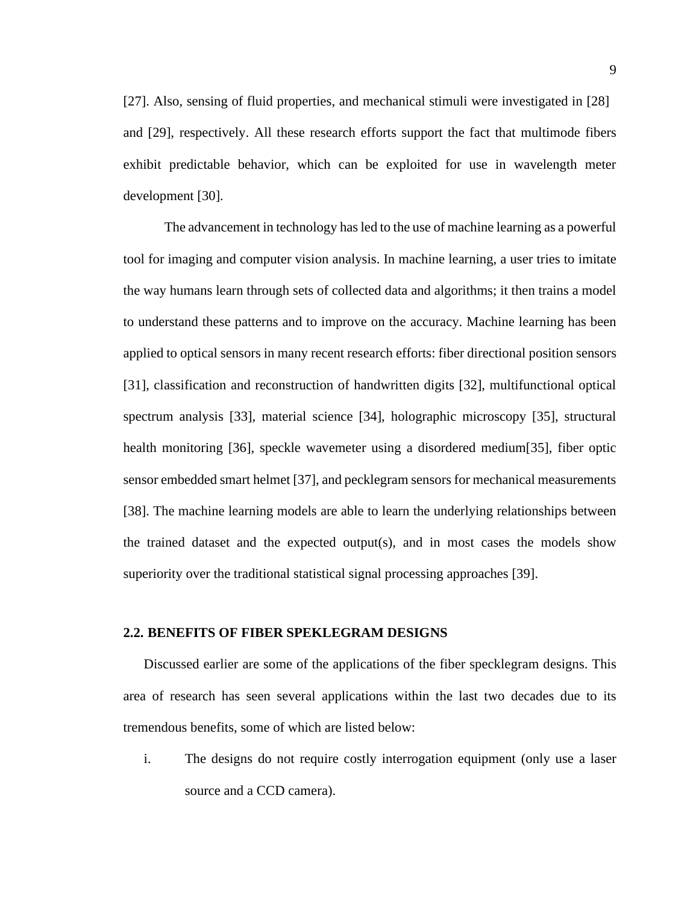[27]. Also, sensing of fluid properties, and mechanical stimuli were investigated in [28] and [29], respectively. All these research efforts support the fact that multimode fibers exhibit predictable behavior, which can be exploited for use in wavelength meter development [30].

The advancement in technology has led to the use of machine learning as a powerful tool for imaging and computer vision analysis. In machine learning, a user tries to imitate the way humans learn through sets of collected data and algorithms; it then trains a model to understand these patterns and to improve on the accuracy. Machine learning has been applied to optical sensors in many recent research efforts: fiber directional position sensors [31], classification and reconstruction of handwritten digits [32], multifunctional optical spectrum analysis [33], material science [34], holographic microscopy [35], structural health monitoring [36], speckle wavemeter using a disordered medium[35], fiber optic sensor embedded smart helmet [37], and pecklegram sensors for mechanical measurements [38]. The machine learning models are able to learn the underlying relationships between the trained dataset and the expected output(s), and in most cases the models show superiority over the traditional statistical signal processing approaches [39].

### 2.2. BENEFITS OF FIBER SPEKLEGRAM DESIGNS

Discussed earlier are some of the applications of the fiber specklegram designs. This area of research has seen several applications within the last two decades due to its tremendous benefits, some of which are listed below:

i. The designs do not require costly interrogation equipment (only use a laser source and a CCD camera).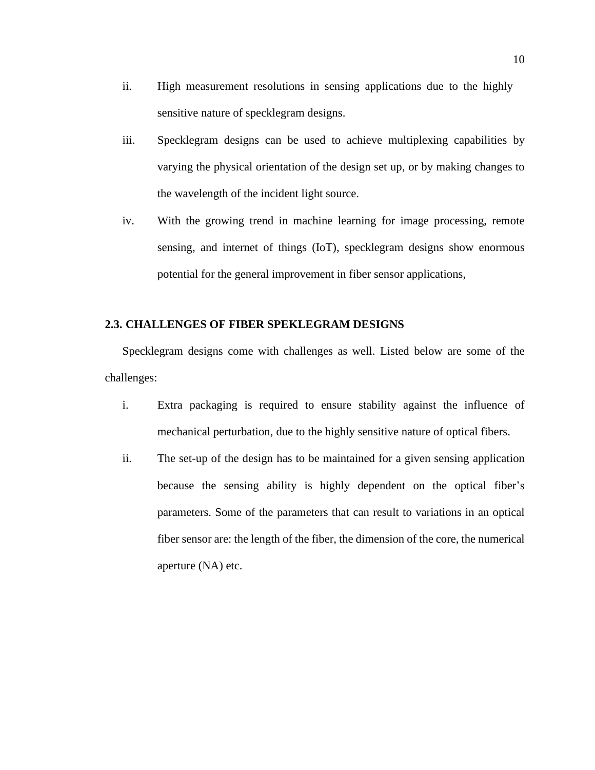ii. High measurement resolutions in sensing applications due to the highly sensitive nature of specklegram designs.

iii. Specklegram designs can be used to achieve multiplexing capabilities by varying the physical orientation of the design set up, or by making changes to the wavelength of the incident light source.

iv. With the growing trend in machine learning for image processing, remote sensing, and internet of things (IoT), specklegram designs show enormous potential for the general improvement in fiber sensor applications,

## 2.3. CHALLENGES OF FIBER SPEKLEGRAM DESIGNS

Specklegram designs come with challenges as well. Listed below are some of the challenges:

i. Extra packaging is required to ensure stability against the influence of mechanical perturbation, due to the highly sensitive nature of optical fibers.

ii. The set-up of the design has to be maintained for a given sensing application because the sensing ability is highly dependent on the optical fiber's parameters. Some of the parameters that can result to variations in an optical fiber sensor are: the length of the fiber, the dimension of the core, the numerical aperture (NA) etc.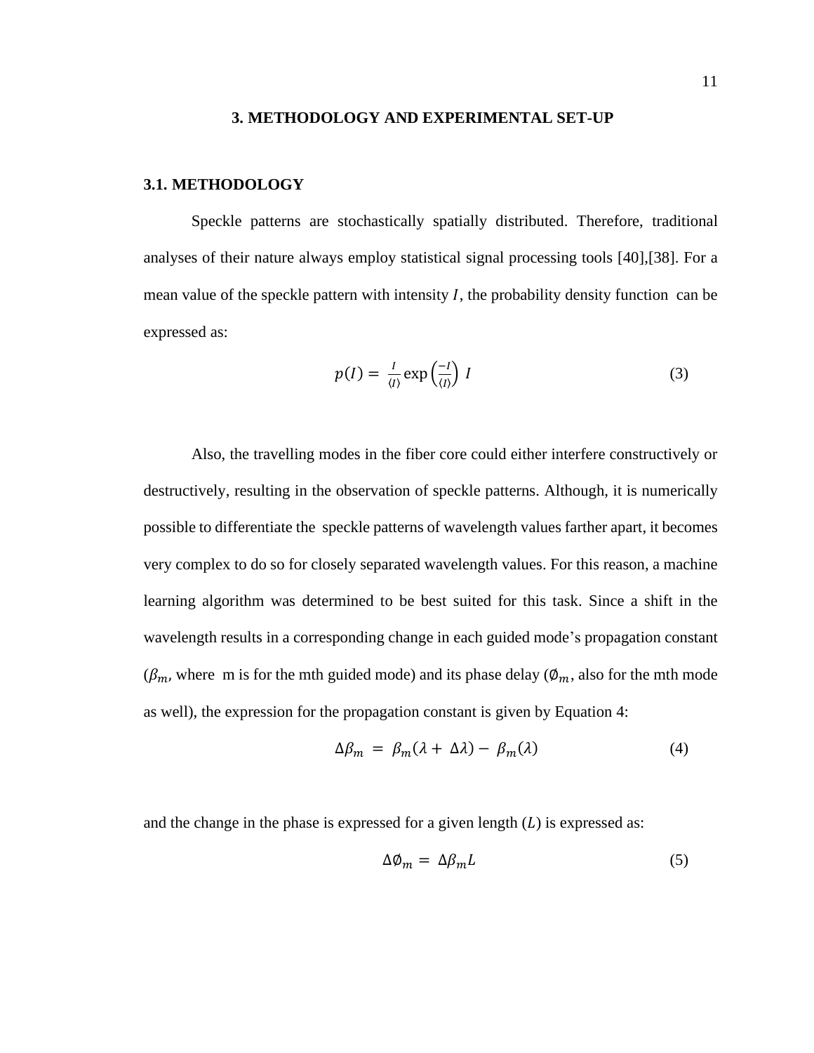# 3. METHODOLOGY AND EXPERIMENTAL SET-UP

## 3.1. METHODOLOGY

Speckle patterns are stochastically spatially distributed. Therefore, traditional analyses of their nature always employ statistical signal processing tools [40],[38]. For a mean value of the speckle pattern with intensity $I$, the probability density function can be expressed as:

$$p(I) = \frac{I}{\langle I \rangle} \exp\left(\frac{-I}{\langle I \rangle}\right) I \tag{3}$$

Also, the travelling modes in the fiber core could either interfere constructively or destructively, resulting in the observation of speckle patterns. Although, it is numerically possible to differentiate the speckle patterns of wavelength values farther apart, it becomes very complex to do so for closely separated wavelength values. For this reason, a machine learning algorithm was determined to be best suited for this task. Since a shift in the wavelength results in a corresponding change in each guided mode's propagation constant ($\beta_m$, where m is for the mth guided mode) and its phase delay ($\emptyset_m$, also for the mth mode as well), the expression for the propagation constant is given by Equation 4:

$$\Delta\beta_m = \beta_m(\lambda + \Delta\lambda) - \beta_m(\lambda) \tag{4}$$

and the change in the phase is expressed for a given length ($L$) is expressed as:

$$\Delta\emptyset_m = \Delta\beta_m L \tag{5}$$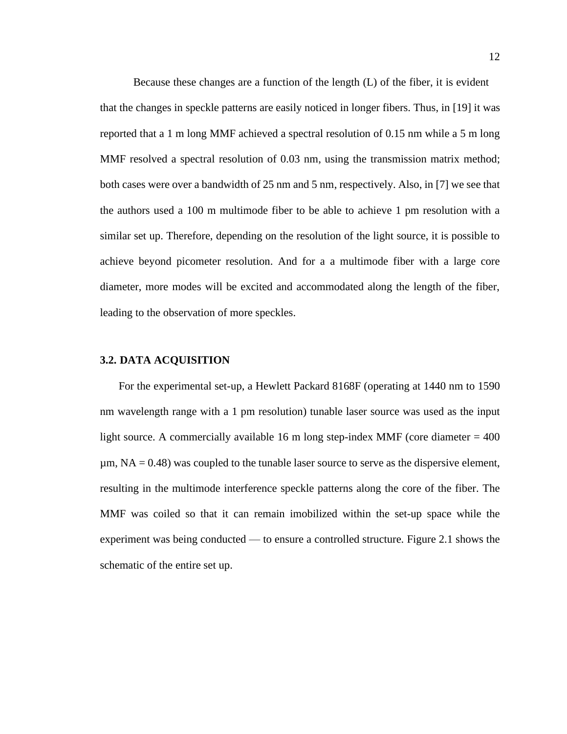Because these changes are a function of the length (L) of the fiber, it is evident that the changes in speckle patterns are easily noticed in longer fibers. Thus, in [19] it was reported that a 1 m long MMF achieved a spectral resolution of 0.15 nm while a 5 m long MMF resolved a spectral resolution of 0.03 nm, using the transmission matrix method; both cases were over a bandwidth of 25 nm and 5 nm, respectively. Also, in [7] we see that the authors used a 100 m multimode fiber to be able to achieve 1 pm resolution with a similar set up. Therefore, depending on the resolution of the light source, it is possible to achieve beyond picometer resolution. And for a a multimode fiber with a large core diameter, more modes will be excited and accommodated along the length of the fiber, leading to the observation of more speckles.

### 3.2. DATA ACQUISITION

For the experimental set-up, a Hewlett Packard 8168F (operating at 1440 nm to 1590 nm wavelength range with a 1 pm resolution) tunable laser source was used as the input light source. A commercially available 16 m long step-index MMF (core diameter = 400 µm, NA = 0.48) was coupled to the tunable laser source to serve as the dispersive element, resulting in the multimode interference speckle patterns along the core of the fiber. The MMF was coiled so that it can remain imobilized within the set-up space while the experiment was being conducted — to ensure a controlled structure. Figure 2.1 shows the schematic of the entire set up.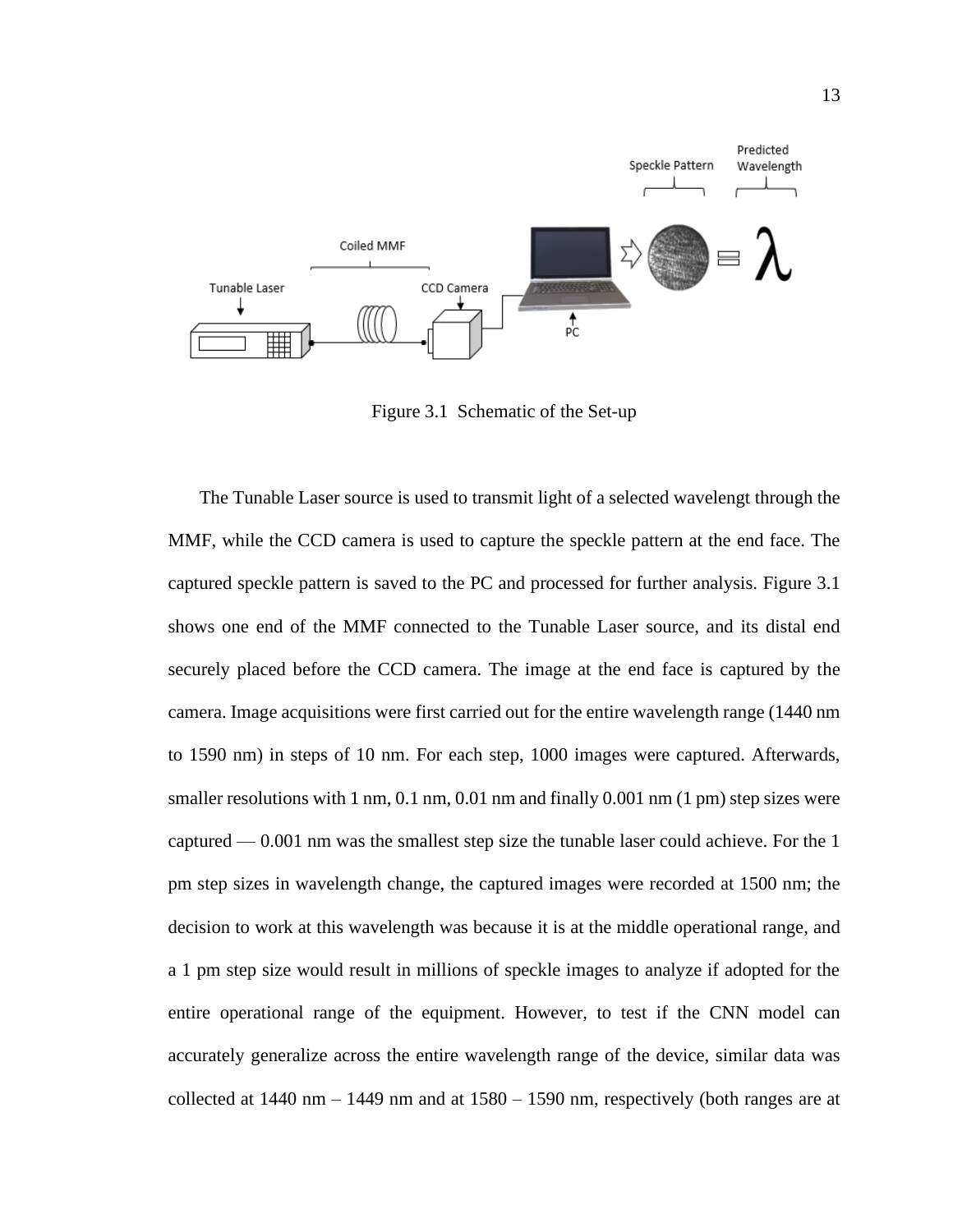Figure 3.1 Schematic of the Set-up

The Tunable Laser source is used to transmit light of a selected wavelengt through the MMF, while the CCD camera is used to capture the speckle pattern at the end face. The captured speckle pattern is saved to the PC and processed for further analysis. Figure 3.1 shows one end of the MMF connected to the Tunable Laser source, and its distal end securely placed before the CCD camera. The image at the end face is captured by the camera. Image acquisitions were first carried out for the entire wavelength range (1440 nm to 1590 nm) in steps of 10 nm. For each step, 1000 images were captured. Afterwards, smaller resolutions with 1 nm, 0.1 nm, 0.01 nm and finally 0.001 nm (1 pm) step sizes were captured — 0.001 nm was the smallest step size the tunable laser could achieve. For the 1 pm step sizes in wavelength change, the captured images were recorded at 1500 nm; the decision to work at this wavelength was because it is at the middle operational range, and a 1 pm step size would result in millions of speckle images to analyze if adopted for the entire operational range of the equipment. However, to test if the CNN model can accurately generalize across the entire wavelength range of the device, similar data was collected at 1440 nm – 1449 nm and at 1580 – 1590 nm, respectively (both ranges are at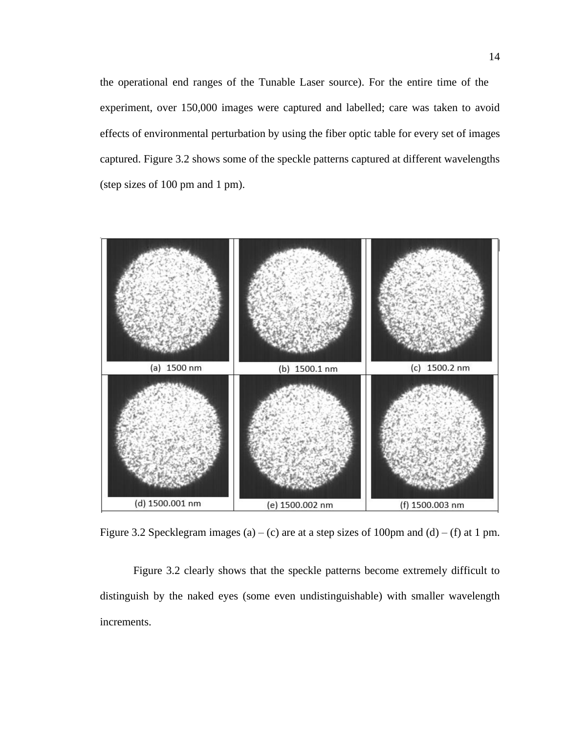the operational end ranges of the Tunable Laser source). For the entire time of the experiment, over 150,000 images were captured and labelled; care was taken to avoid effects of environmental perturbation by using the fiber optic table for every set of images captured. Figure 3.2 shows some of the speckle patterns captured at different wavelengths (step sizes of 100 pm and 1 pm).

(a) 1500 nm

(b) 1500.1 nm

(c) 1500.2 nm

(d) 1500.001 nm

(e) 1500.002 nm

(f) 1500.003 nm

Figure 3.2 Specklegram images (a) – (c) are at a step sizes of 100pm and (d) – (f) at 1 pm.

Figure 3.2 clearly shows that the speckle patterns become extremely difficult to distinguish by the naked eyes (some even undistinguishable) with smaller wavelength increments.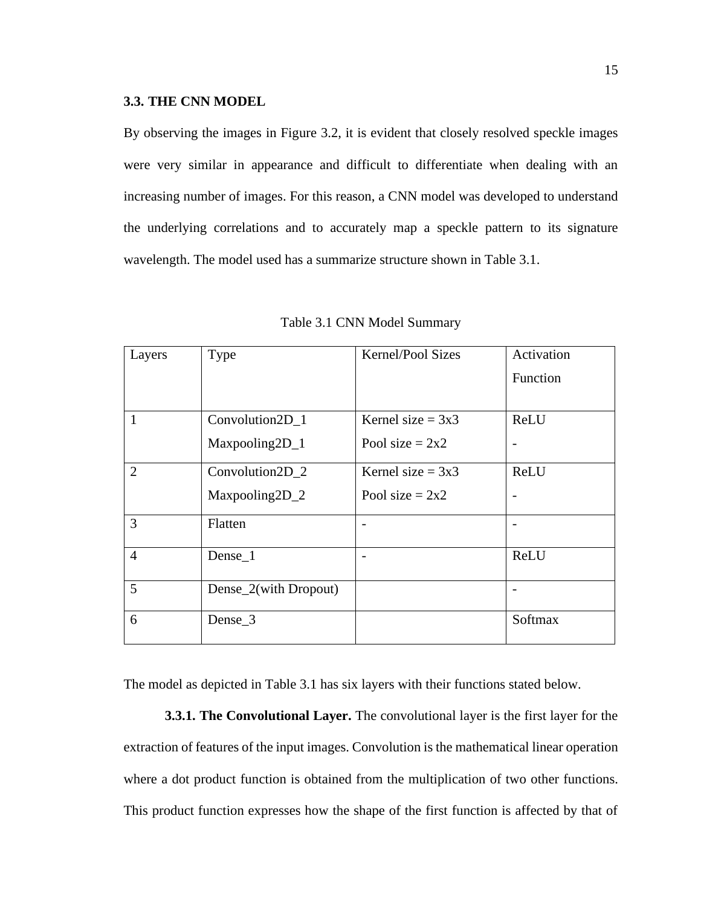### 3.3. THE CNN MODEL

By observing the images in Figure 3.2, it is evident that closely resolved speckle images were very similar in appearance and difficult to differentiate when dealing with an increasing number of images. For this reason, a CNN model was developed to understand the underlying correlations and to accurately map a speckle pattern to its signature wavelength. The model used has a summarize structure shown in Table 3.1.

Table 3.1 CNN Model Summary

| Layers | Type | Kernel/Pool Sizes | Activation Function |
|---|---|---|---|
| 1 | Convolution2D_1<br>Maxpooling2D_1 | Kernel size = 3x3<br>Pool size = 2x2 | ReLU<br>- |
| 2 | Convolution2D_2<br>Maxpooling2D_2 | Kernel size = 3x3<br>Pool size = 2x2 | ReLU<br>- |
| 3 | Flatten | - | - |
| 4 | Dense_1 | - | ReLU |
| 5 | Dense_2(with Dropout) | | - |
| 6 | Dense_3 | | Softmax |

The model as depicted in Table 3.1 has six layers with their functions stated below.

**3.3.1. The Convolutional Layer.** The convolutional layer is the first layer for the extraction of features of the input images. Convolution is the mathematical linear operation where a dot product function is obtained from the multiplication of two other functions. This product function expresses how the shape of the first function is affected by that of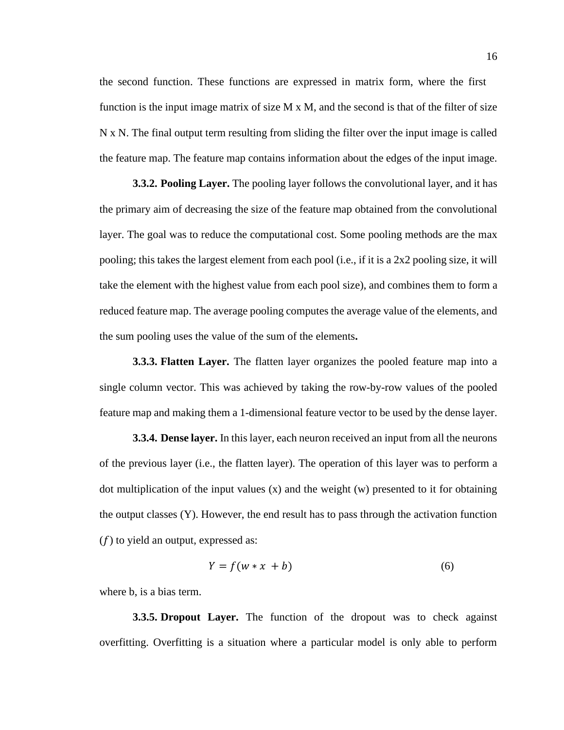the second function. These functions are expressed in matrix form, where the first function is the input image matrix of size M x M, and the second is that of the filter of size N x N. The final output term resulting from sliding the filter over the input image is called the feature map. The feature map contains information about the edges of the input image.

**3.3.2. Pooling Layer.** The pooling layer follows the convolutional layer, and it has the primary aim of decreasing the size of the feature map obtained from the convolutional layer. The goal was to reduce the computational cost. Some pooling methods are the max pooling; this takes the largest element from each pool (i.e., if it is a 2x2 pooling size, it will take the element with the highest value from each pool size), and combines them to form a reduced feature map. The average pooling computes the average value of the elements, and the sum pooling uses the value of the sum of the elements**.**

**3.3.3. Flatten Layer.** The flatten layer organizes the pooled feature map into a single column vector. This was achieved by taking the row-by-row values of the pooled feature map and making them a 1-dimensional feature vector to be used by the dense layer.

**3.3.4. Dense layer.** In this layer, each neuron received an input from all the neurons of the previous layer (i.e., the flatten layer). The operation of this layer was to perform a dot multiplication of the input values (x) and the weight (w) presented to it for obtaining the output classes (Y). However, the end result has to pass through the activation function ($f$) to yield an output, expressed as:

$$Y = f(w * x + b) \tag{6}$$

where b, is a bias term.

**3.3.5. Dropout Layer.** The function of the dropout was to check against overfitting. Overfitting is a situation where a particular model is only able to perform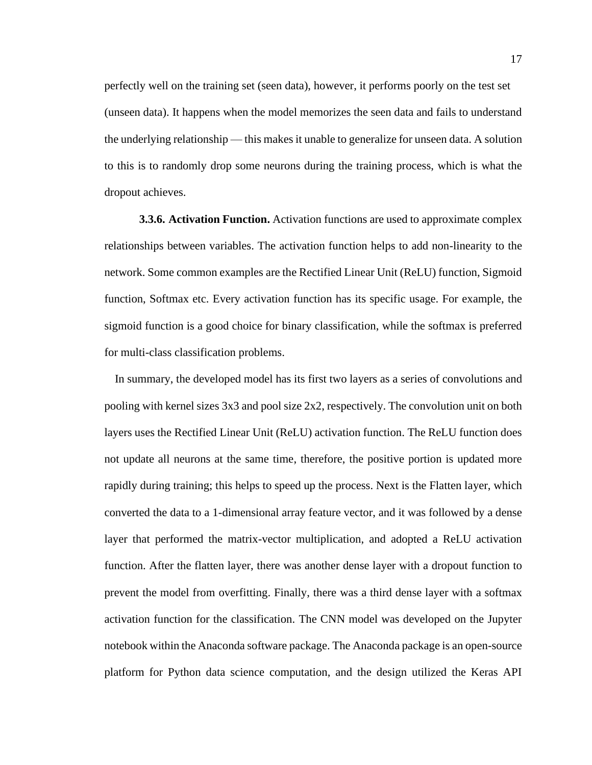perfectly well on the training set (seen data), however, it performs poorly on the test set (unseen data). It happens when the model memorizes the seen data and fails to understand the underlying relationship — this makes it unable to generalize for unseen data. A solution to this is to randomly drop some neurons during the training process, which is what the dropout achieves.

**3.3.6. Activation Function.** Activation functions are used to approximate complex relationships between variables. The activation function helps to add non-linearity to the network. Some common examples are the Rectified Linear Unit (ReLU) function, Sigmoid function, Softmax etc. Every activation function has its specific usage. For example, the sigmoid function is a good choice for binary classification, while the softmax is preferred for multi-class classification problems.

In summary, the developed model has its first two layers as a series of convolutions and pooling with kernel sizes 3x3 and pool size 2x2, respectively. The convolution unit on both layers uses the Rectified Linear Unit (ReLU) activation function. The ReLU function does not update all neurons at the same time, therefore, the positive portion is updated more rapidly during training; this helps to speed up the process. Next is the Flatten layer, which converted the data to a 1-dimensional array feature vector, and it was followed by a dense layer that performed the matrix-vector multiplication, and adopted a ReLU activation function. After the flatten layer, there was another dense layer with a dropout function to prevent the model from overfitting. Finally, there was a third dense layer with a softmax activation function for the classification. The CNN model was developed on the Jupyter notebook within the Anaconda software package. The Anaconda package is an open-source platform for Python data science computation, and the design utilized the Keras API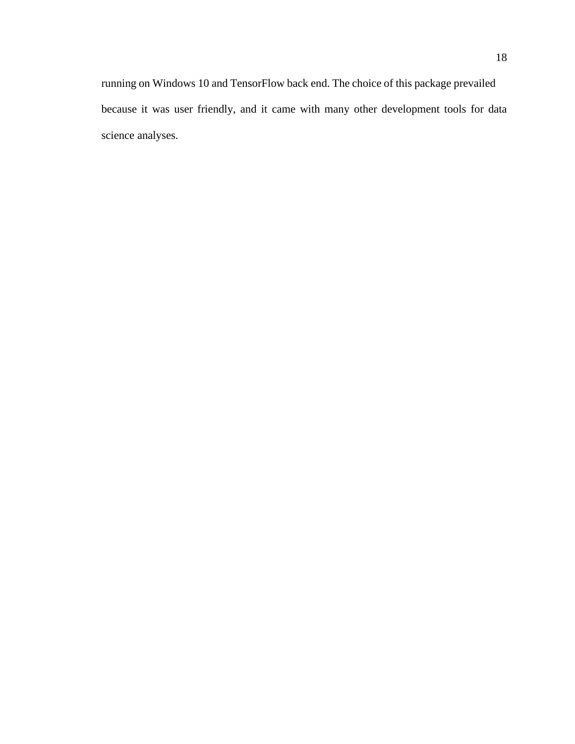running on Windows 10 and TensorFlow back end. The choice of this package prevailed because it was user friendly, and it came with many other development tools for data science analyses.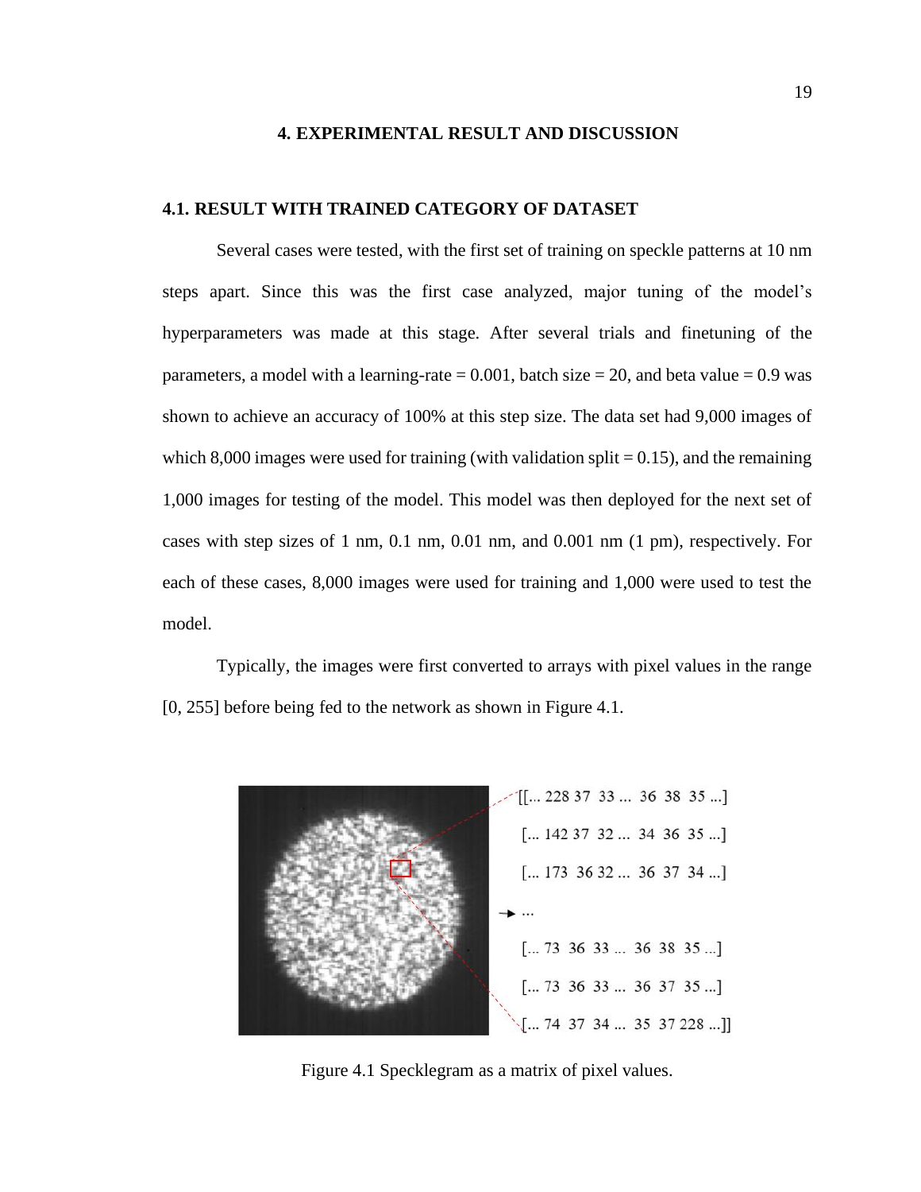# 4. EXPERIMENTAL RESULT AND DISCUSSION

## 4.1. RESULT WITH TRAINED CATEGORY OF DATASET

Several cases were tested, with the first set of training on speckle patterns at 10 nm steps apart. Since this was the first case analyzed, major tuning of the model's hyperparameters was made at this stage. After several trials and finetuning of the parameters, a model with a learning-rate = 0.001, batch size = 20, and beta value = 0.9 was shown to achieve an accuracy of 100% at this step size. The data set had 9,000 images of which 8,000 images were used for training (with validation split = 0.15), and the remaining 1,000 images for testing of the model. This model was then deployed for the next set of cases with step sizes of 1 nm, 0.1 nm, 0.01 nm, and 0.001 nm (1 pm), respectively. For each of these cases, 8,000 images were used for training and 1,000 were used to test the model.

Typically, the images were first converted to arrays with pixel values in the range [0, 255] before being fed to the network as shown in Figure 4.1.

```
[[... 228 37  33 ...  36  38  35 ...]
 [... 142 37  32 ...  34  36  35 ...]
 [... 173  36 32 ...  36  37  34 ...]
 ...
 [... 73  36  33 ...  36  38  35 ...]
 [... 73  36  33 ...  36  37  35 ...]
 [... 74  37  34 ...  35  37 228 ...]]
```

Figure 4.1 Specklegram as a matrix of pixel values.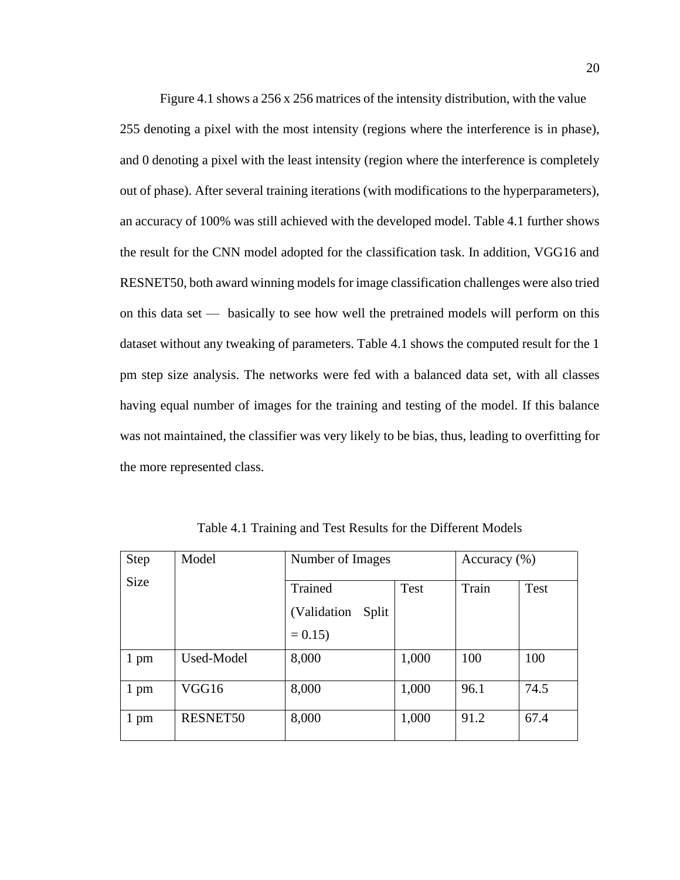Figure 4.1 shows a 256 x 256 matrices of the intensity distribution, with the value 255 denoting a pixel with the most intensity (regions where the interference is in phase), and 0 denoting a pixel with the least intensity (region where the interference is completely out of phase). After several training iterations (with modifications to the hyperparameters), an accuracy of 100% was still achieved with the developed model. Table 4.1 further shows the result for the CNN model adopted for the classification task. In addition, VGG16 and RESNET50, both award winning models for image classification challenges were also tried on this data set — basically to see how well the pretrained models will perform on this dataset without any tweaking of parameters. Table 4.1 shows the computed result for the 1 pm step size analysis. The networks were fed with a balanced data set, with all classes having equal number of images for the training and testing of the model. If this balance was not maintained, the classifier was very likely to be bias, thus, leading to overfitting for the more represented class.

Table 4.1 Training and Test Results for the Different Models

| Step Size | Model | Number of Images | | Accuracy (%) | |
|---|---|---|---|---|---|
| | | Trained (Validation Split = 0.15) | Test | Train | Test |
| 1 pm | Used-Model | 8,000 | 1,000 | 100 | 100 |
| 1 pm | VGG16 | 8,000 | 1,000 | 96.1 | 74.5 |
| 1 pm | RESNET50 | 8,000 | 1,000 | 91.2 | 67.4 |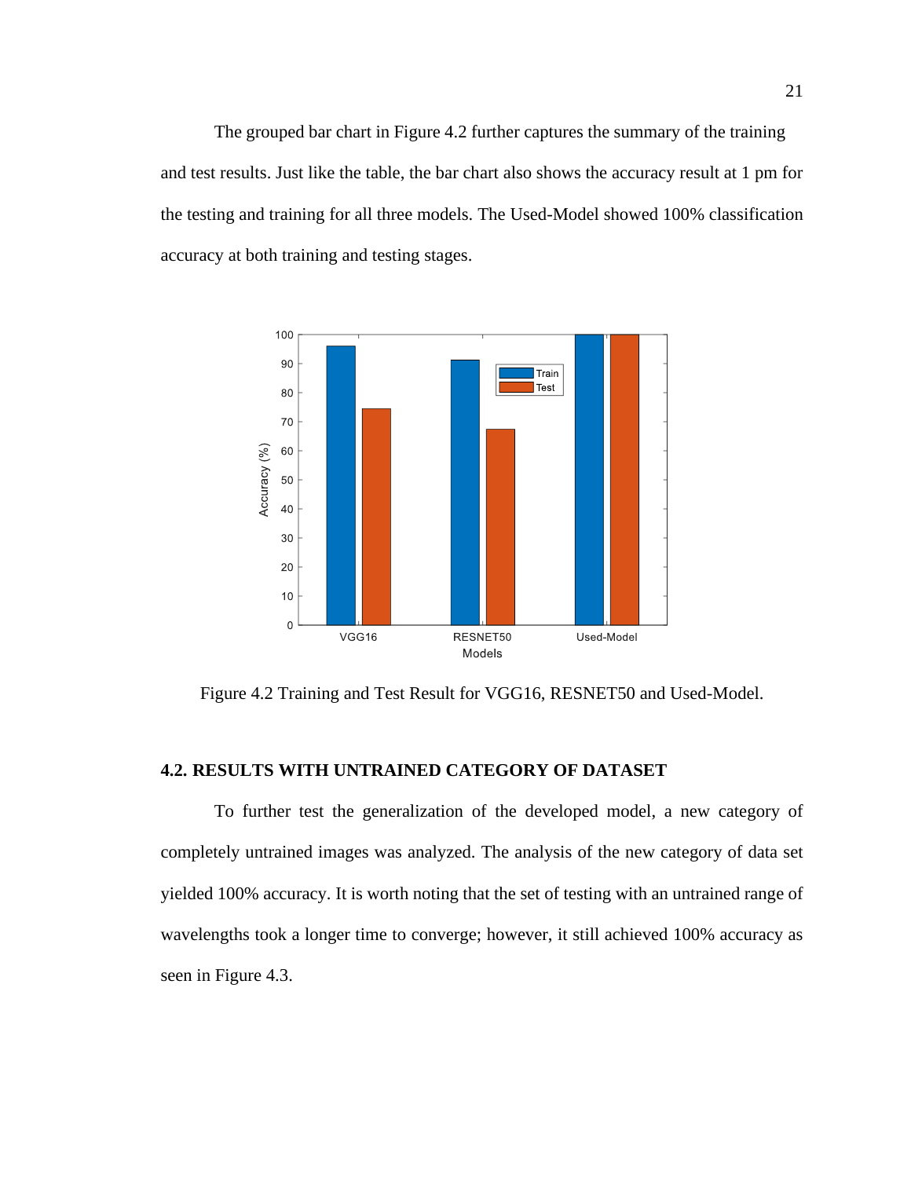The grouped bar chart in Figure 4.2 further captures the summary of the training and test results. Just like the table, the bar chart also shows the accuracy result at 1 pm for the testing and training for all three models. The Used-Model showed 100% classification accuracy at both training and testing stages.

Figure 4.2 Training and Test Result for VGG16, RESNET50 and Used-Model.

## 4.2. RESULTS WITH UNTRAINED CATEGORY OF DATASET

To further test the generalization of the developed model, a new category of completely untrained images was analyzed. The analysis of the new category of data set yielded 100% accuracy. It is worth noting that the set of testing with an untrained range of wavelengths took a longer time to converge; however, it still achieved 100% accuracy as seen in Figure 4.3.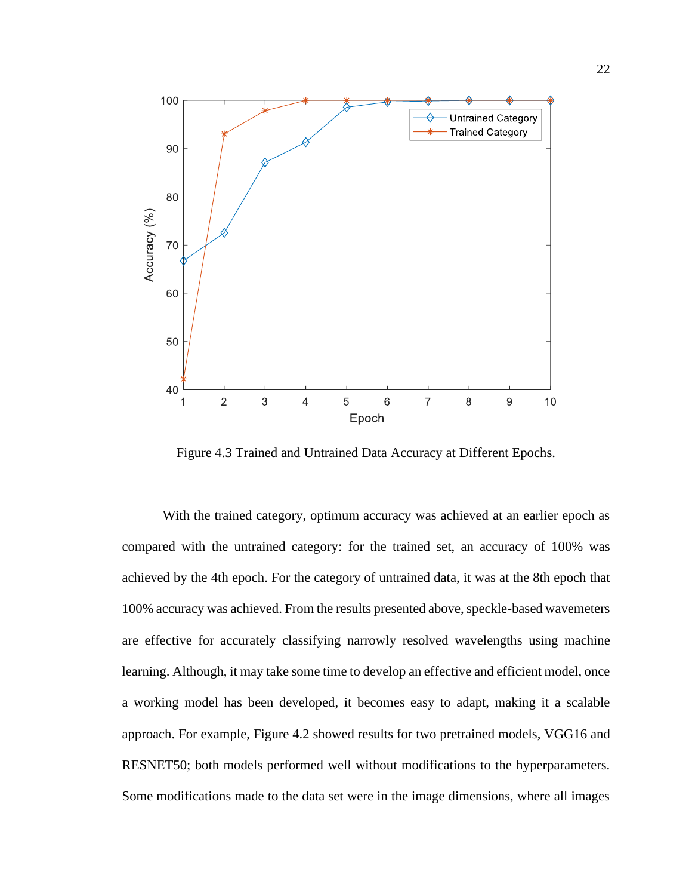Figure 4.3 Trained and Untrained Data Accuracy at Different Epochs.

With the trained category, optimum accuracy was achieved at an earlier epoch as compared with the untrained category: for the trained set, an accuracy of 100% was achieved by the 4th epoch. For the category of untrained data, it was at the 8th epoch that 100% accuracy was achieved. From the results presented above, speckle-based wavemeters are effective for accurately classifying narrowly resolved wavelengths using machine learning. Although, it may take some time to develop an effective and efficient model, once a working model has been developed, it becomes easy to adapt, making it a scalable approach. For example, Figure 4.2 showed results for two pretrained models, VGG16 and RESNET50; both models performed well without modifications to the hyperparameters. Some modifications made to the data set were in the image dimensions, where all images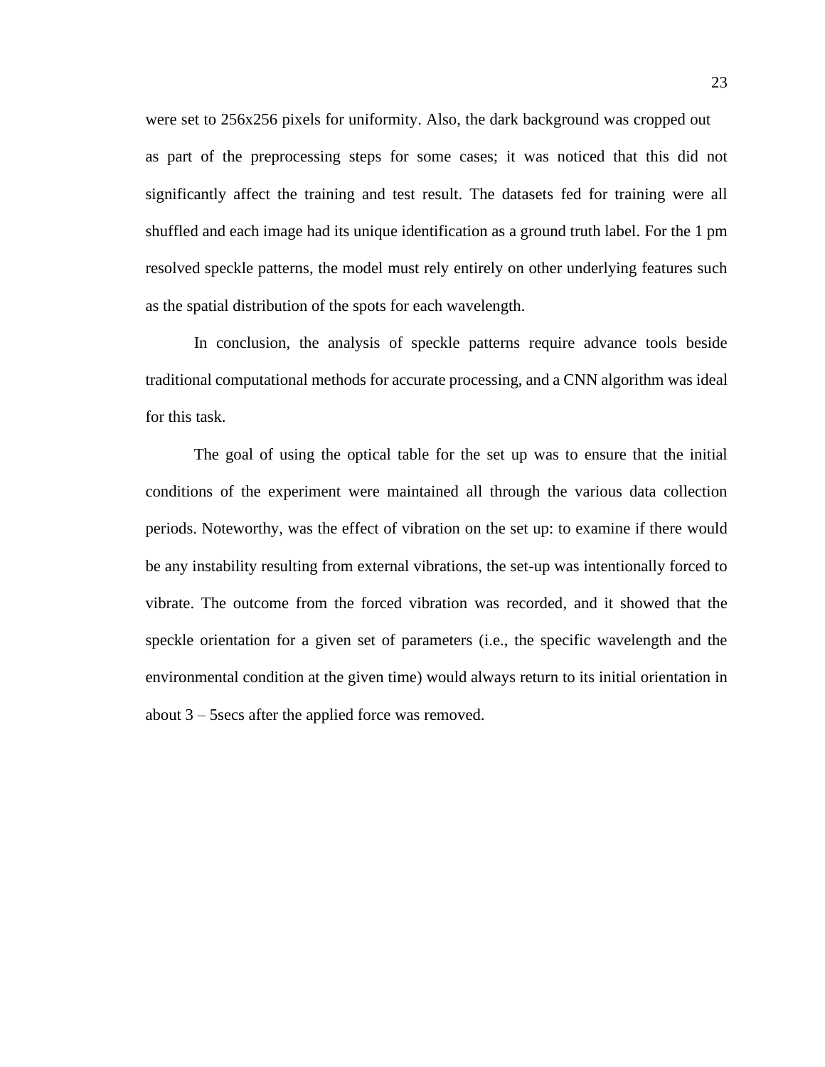were set to 256x256 pixels for uniformity. Also, the dark background was cropped out as part of the preprocessing steps for some cases; it was noticed that this did not significantly affect the training and test result. The datasets fed for training were all shuffled and each image had its unique identification as a ground truth label. For the 1 pm resolved speckle patterns, the model must rely entirely on other underlying features such as the spatial distribution of the spots for each wavelength.

In conclusion, the analysis of speckle patterns require advance tools beside traditional computational methods for accurate processing, and a CNN algorithm was ideal for this task.

The goal of using the optical table for the set up was to ensure that the initial conditions of the experiment were maintained all through the various data collection periods. Noteworthy, was the effect of vibration on the set up: to examine if there would be any instability resulting from external vibrations, the set-up was intentionally forced to vibrate. The outcome from the forced vibration was recorded, and it showed that the speckle orientation for a given set of parameters (i.e., the specific wavelength and the environmental condition at the given time) would always return to its initial orientation in about 3 – 5secs after the applied force was removed.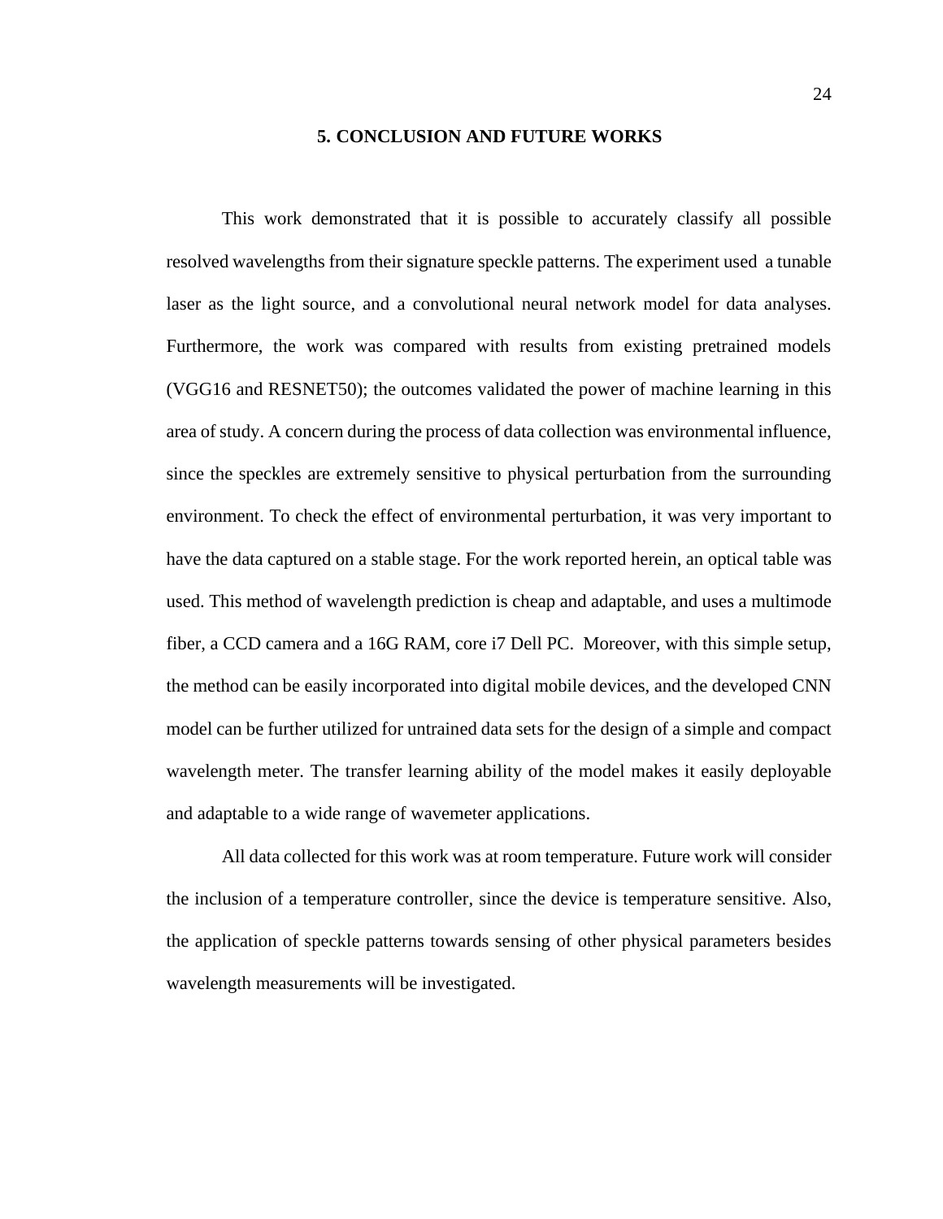# 5. CONCLUSION AND FUTURE WORKS

This work demonstrated that it is possible to accurately classify all possible resolved wavelengths from their signature speckle patterns. The experiment used a tunable laser as the light source, and a convolutional neural network model for data analyses. Furthermore, the work was compared with results from existing pretrained models (VGG16 and RESNET50); the outcomes validated the power of machine learning in this area of study. A concern during the process of data collection was environmental influence, since the speckles are extremely sensitive to physical perturbation from the surrounding environment. To check the effect of environmental perturbation, it was very important to have the data captured on a stable stage. For the work reported herein, an optical table was used. This method of wavelength prediction is cheap and adaptable, and uses a multimode fiber, a CCD camera and a 16G RAM, core i7 Dell PC. Moreover, with this simple setup, the method can be easily incorporated into digital mobile devices, and the developed CNN model can be further utilized for untrained data sets for the design of a simple and compact wavelength meter. The transfer learning ability of the model makes it easily deployable and adaptable to a wide range of wavemeter applications.

All data collected for this work was at room temperature. Future work will consider the inclusion of a temperature controller, since the device is temperature sensitive. Also, the application of speckle patterns towards sensing of other physical parameters besides wavelength measurements will be investigated.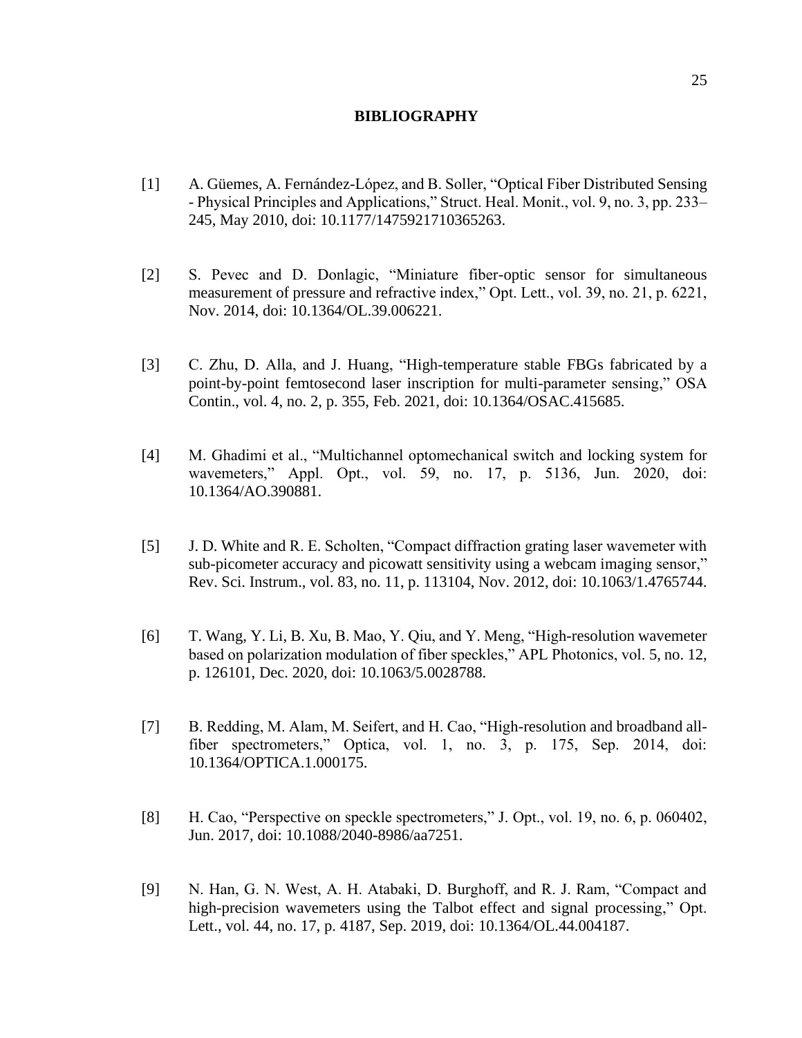# BIBLIOGRAPHY

[1] A. Güemes, A. Fernández-López, and B. Soller, "Optical Fiber Distributed Sensing - Physical Principles and Applications," Struct. Heal. Monit., vol. 9, no. 3, pp. 233–245, May 2010, doi: 10.1177/1475921710365263.

[2] S. Pevec and D. Donlagic, "Miniature fiber-optic sensor for simultaneous measurement of pressure and refractive index," Opt. Lett., vol. 39, no. 21, p. 6221, Nov. 2014, doi: 10.1364/OL.39.006221.

[3] C. Zhu, D. Alla, and J. Huang, "High-temperature stable FBGs fabricated by a point-by-point femtosecond laser inscription for multi-parameter sensing," OSA Contin., vol. 4, no. 2, p. 355, Feb. 2021, doi: 10.1364/OSAC.415685.

[4] M. Ghadimi et al., "Multichannel optomechanical switch and locking system for wavemeters," Appl. Opt., vol. 59, no. 17, p. 5136, Jun. 2020, doi: 10.1364/AO.390881.

[5] J. D. White and R. E. Scholten, "Compact diffraction grating laser wavemeter with sub-picometer accuracy and picowatt sensitivity using a webcam imaging sensor," Rev. Sci. Instrum., vol. 83, no. 11, p. 113104, Nov. 2012, doi: 10.1063/1.4765744.

[6] T. Wang, Y. Li, B. Xu, B. Mao, Y. Qiu, and Y. Meng, "High-resolution wavemeter based on polarization modulation of fiber speckles," APL Photonics, vol. 5, no. 12, p. 126101, Dec. 2020, doi: 10.1063/5.0028788.

[7] B. Redding, M. Alam, M. Seifert, and H. Cao, "High-resolution and broadband all-fiber spectrometers," Optica, vol. 1, no. 3, p. 175, Sep. 2014, doi: 10.1364/OPTICA.1.000175.

[8] H. Cao, "Perspective on speckle spectrometers," J. Opt., vol. 19, no. 6, p. 060402, Jun. 2017, doi: 10.1088/2040-8986/aa7251.

[9] N. Han, G. N. West, A. H. Atabaki, D. Burghoff, and R. J. Ram, "Compact and high-precision wavemeters using the Talbot effect and signal processing," Opt. Lett., vol. 44, no. 17, p. 4187, Sep. 2019, doi: 10.1364/OL.44.004187.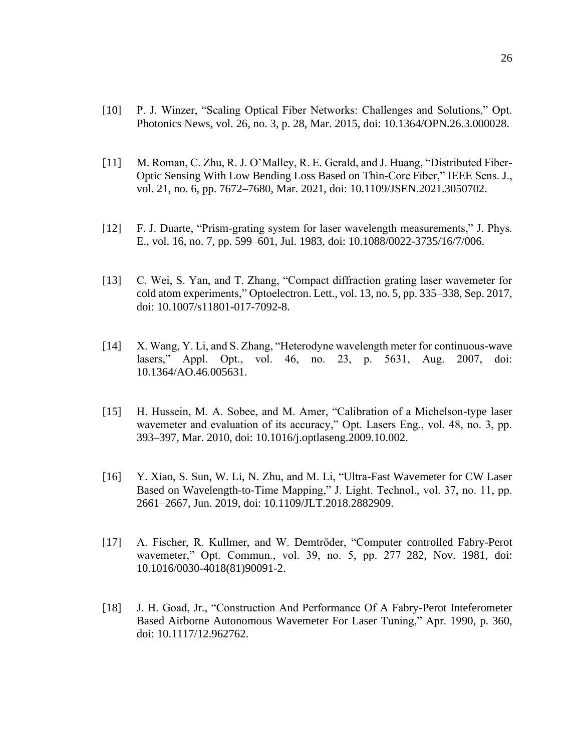[10] P. J. Winzer, "Scaling Optical Fiber Networks: Challenges and Solutions," Opt. Photonics News, vol. 26, no. 3, p. 28, Mar. 2015, doi: 10.1364/OPN.26.3.000028.

[11] M. Roman, C. Zhu, R. J. O'Malley, R. E. Gerald, and J. Huang, "Distributed Fiber-Optic Sensing With Low Bending Loss Based on Thin-Core Fiber," IEEE Sens. J., vol. 21, no. 6, pp. 7672–7680, Mar. 2021, doi: 10.1109/JSEN.2021.3050702.

[12] F. J. Duarte, "Prism-grating system for laser wavelength measurements," J. Phys. E., vol. 16, no. 7, pp. 599–601, Jul. 1983, doi: 10.1088/0022-3735/16/7/006.

[13] C. Wei, S. Yan, and T. Zhang, "Compact diffraction grating laser wavemeter for cold atom experiments," Optoelectron. Lett., vol. 13, no. 5, pp. 335–338, Sep. 2017, doi: 10.1007/s11801-017-7092-8.

[14] X. Wang, Y. Li, and S. Zhang, "Heterodyne wavelength meter for continuous-wave lasers," Appl. Opt., vol. 46, no. 23, p. 5631, Aug. 2007, doi: 10.1364/AO.46.005631.

[15] H. Hussein, M. A. Sobee, and M. Amer, "Calibration of a Michelson-type laser wavemeter and evaluation of its accuracy," Opt. Lasers Eng., vol. 48, no. 3, pp. 393–397, Mar. 2010, doi: 10.1016/j.optlaseng.2009.10.002.

[16] Y. Xiao, S. Sun, W. Li, N. Zhu, and M. Li, "Ultra-Fast Wavemeter for CW Laser Based on Wavelength-to-Time Mapping," J. Light. Technol., vol. 37, no. 11, pp. 2661–2667, Jun. 2019, doi: 10.1109/JLT.2018.2882909.

[17] A. Fischer, R. Kullmer, and W. Demtröder, "Computer controlled Fabry-Perot wavemeter," Opt. Commun., vol. 39, no. 5, pp. 277–282, Nov. 1981, doi: 10.1016/0030-4018(81)90091-2.

[18] J. H. Goad, Jr., "Construction And Performance Of A Fabry-Perot Inteferometer Based Airborne Autonomous Wavemeter For Laser Tuning," Apr. 1990, p. 360, doi: 10.1117/12.962762.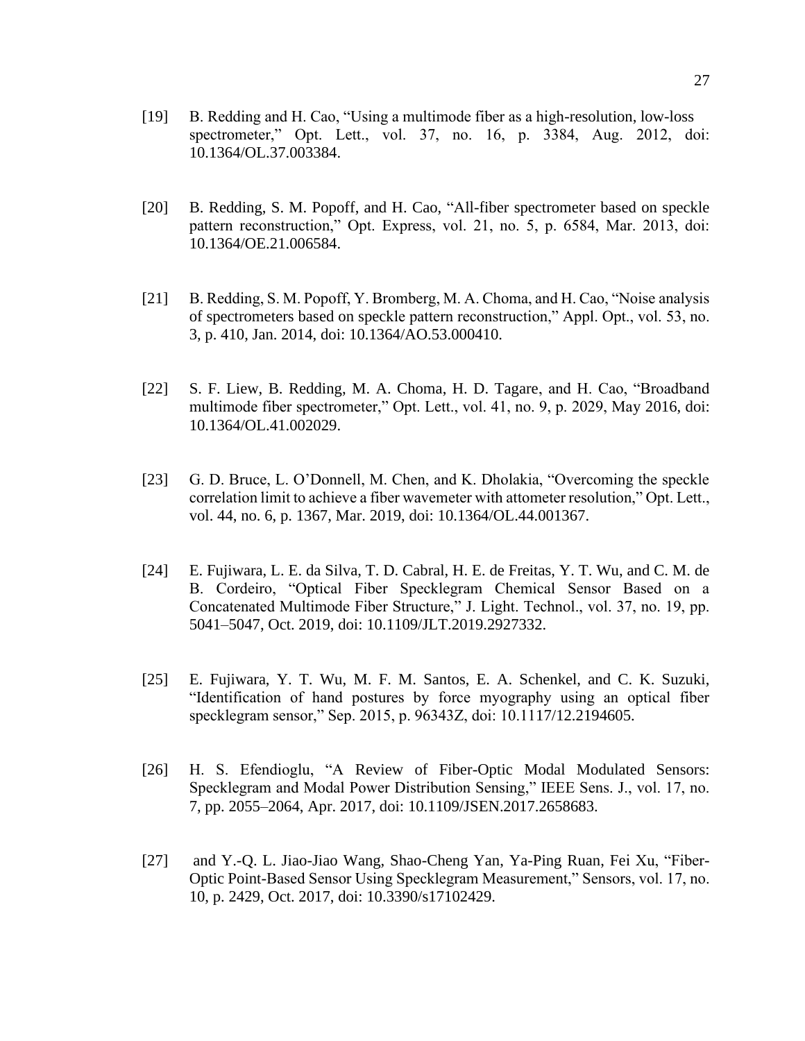[19] B. Redding and H. Cao, "Using a multimode fiber as a high-resolution, low-loss spectrometer," Opt. Lett., vol. 37, no. 16, p. 3384, Aug. 2012, doi: 10.1364/OL.37.003384.

[20] B. Redding, S. M. Popoff, and H. Cao, "All-fiber spectrometer based on speckle pattern reconstruction," Opt. Express, vol. 21, no. 5, p. 6584, Mar. 2013, doi: 10.1364/OE.21.006584.

[21] B. Redding, S. M. Popoff, Y. Bromberg, M. A. Choma, and H. Cao, "Noise analysis of spectrometers based on speckle pattern reconstruction," Appl. Opt., vol. 53, no. 3, p. 410, Jan. 2014, doi: 10.1364/AO.53.000410.

[22] S. F. Liew, B. Redding, M. A. Choma, H. D. Tagare, and H. Cao, "Broadband multimode fiber spectrometer," Opt. Lett., vol. 41, no. 9, p. 2029, May 2016, doi: 10.1364/OL.41.002029.

[23] G. D. Bruce, L. O'Donnell, M. Chen, and K. Dholakia, "Overcoming the speckle correlation limit to achieve a fiber wavemeter with attometer resolution," Opt. Lett., vol. 44, no. 6, p. 1367, Mar. 2019, doi: 10.1364/OL.44.001367.

[24] E. Fujiwara, L. E. da Silva, T. D. Cabral, H. E. de Freitas, Y. T. Wu, and C. M. de B. Cordeiro, "Optical Fiber Specklegram Chemical Sensor Based on a Concatenated Multimode Fiber Structure," J. Light. Technol., vol. 37, no. 19, pp. 5041–5047, Oct. 2019, doi: 10.1109/JLT.2019.2927332.

[25] E. Fujiwara, Y. T. Wu, M. F. M. Santos, E. A. Schenkel, and C. K. Suzuki, "Identification of hand postures by force myography using an optical fiber specklegram sensor," Sep. 2015, p. 96343Z, doi: 10.1117/12.2194605.

[26] H. S. Efendioglu, "A Review of Fiber-Optic Modal Modulated Sensors: Specklegram and Modal Power Distribution Sensing," IEEE Sens. J., vol. 17, no. 7, pp. 2055–2064, Apr. 2017, doi: 10.1109/JSEN.2017.2658683.

[27] and Y.-Q. L. Jiao-Jiao Wang, Shao-Cheng Yan, Ya-Ping Ruan, Fei Xu, "Fiber-Optic Point-Based Sensor Using Specklegram Measurement," Sensors, vol. 17, no. 10, p. 2429, Oct. 2017, doi: 10.3390/s17102429.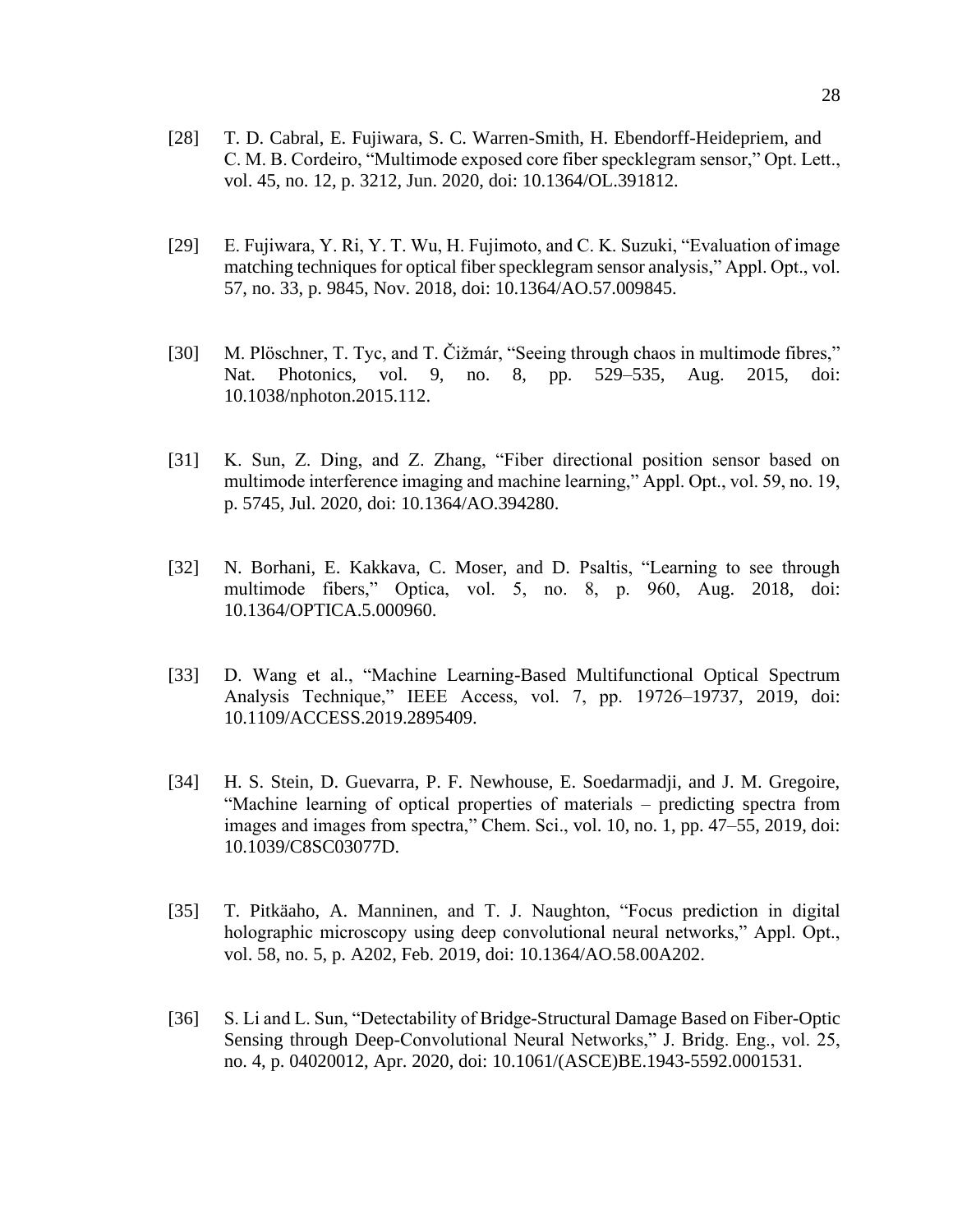[28] T. D. Cabral, E. Fujiwara, S. C. Warren-Smith, H. Ebendorff-Heidepriem, and C. M. B. Cordeiro, “Multimode exposed core fiber specklegram sensor,” Opt. Lett., vol. 45, no. 12, p. 3212, Jun. 2020, doi: 10.1364/OL.391812.

[29] E. Fujiwara, Y. Ri, Y. T. Wu, H. Fujimoto, and C. K. Suzuki, “Evaluation of image matching techniques for optical fiber specklegram sensor analysis,” Appl. Opt., vol. 57, no. 33, p. 9845, Nov. 2018, doi: 10.1364/AO.57.009845.

[30] M. Plöschner, T. Tyc, and T. Čižmár, “Seeing through chaos in multimode fibres,” Nat. Photonics, vol. 9, no. 8, pp. 529–535, Aug. 2015, doi: 10.1038/nphoton.2015.112.

[31] K. Sun, Z. Ding, and Z. Zhang, “Fiber directional position sensor based on multimode interference imaging and machine learning,” Appl. Opt., vol. 59, no. 19, p. 5745, Jul. 2020, doi: 10.1364/AO.394280.

[32] N. Borhani, E. Kakkava, C. Moser, and D. Psaltis, “Learning to see through multimode fibers,” Optica, vol. 5, no. 8, p. 960, Aug. 2018, doi: 10.1364/OPTICA.5.000960.

[33] D. Wang et al., “Machine Learning-Based Multifunctional Optical Spectrum Analysis Technique,” IEEE Access, vol. 7, pp. 19726–19737, 2019, doi: 10.1109/ACCESS.2019.2895409.

[34] H. S. Stein, D. Guevarra, P. F. Newhouse, E. Soedarmadji, and J. M. Gregoire, “Machine learning of optical properties of materials – predicting spectra from images and images from spectra,” Chem. Sci., vol. 10, no. 1, pp. 47–55, 2019, doi: 10.1039/C8SC03077D.

[35] T. Pitkäaho, A. Manninen, and T. J. Naughton, “Focus prediction in digital holographic microscopy using deep convolutional neural networks,” Appl. Opt., vol. 58, no. 5, p. A202, Feb. 2019, doi: 10.1364/AO.58.00A202.

[36] S. Li and L. Sun, “Detectability of Bridge-Structural Damage Based on Fiber-Optic Sensing through Deep-Convolutional Neural Networks,” J. Bridg. Eng., vol. 25, no. 4, p. 04020012, Apr. 2020, doi: 10.1061/(ASCE)BE.1943-5592.0001531.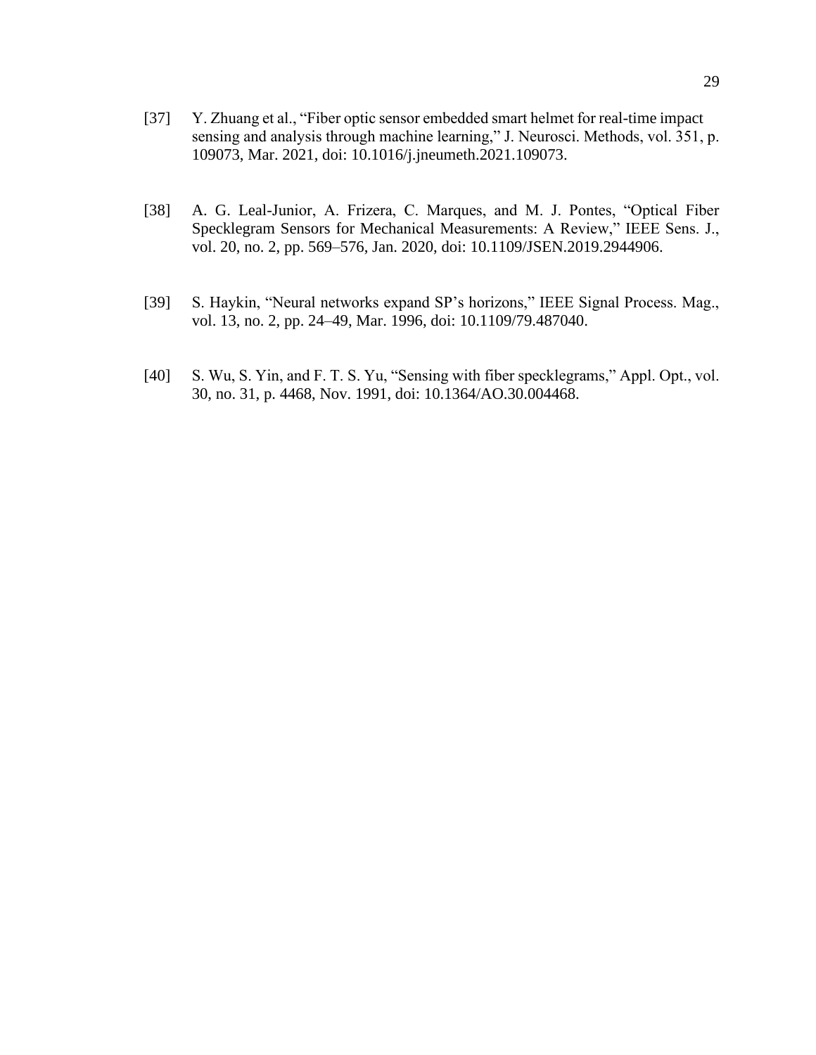[37] Y. Zhuang et al., "Fiber optic sensor embedded smart helmet for real-time impact sensing and analysis through machine learning," J. Neurosci. Methods, vol. 351, p. 109073, Mar. 2021, doi: 10.1016/j.jneumeth.2021.109073.

[38] A. G. Leal-Junior, A. Frizera, C. Marques, and M. J. Pontes, "Optical Fiber Specklegram Sensors for Mechanical Measurements: A Review," IEEE Sens. J., vol. 20, no. 2, pp. 569–576, Jan. 2020, doi: 10.1109/JSEN.2019.2944906.

[39] S. Haykin, "Neural networks expand SP's horizons," IEEE Signal Process. Mag., vol. 13, no. 2, pp. 24–49, Mar. 1996, doi: 10.1109/79.487040.

[40] S. Wu, S. Yin, and F. T. S. Yu, "Sensing with fiber specklegrams," Appl. Opt., vol. 30, no. 31, p. 4468, Nov. 1991, doi: 10.1364/AO.30.004468.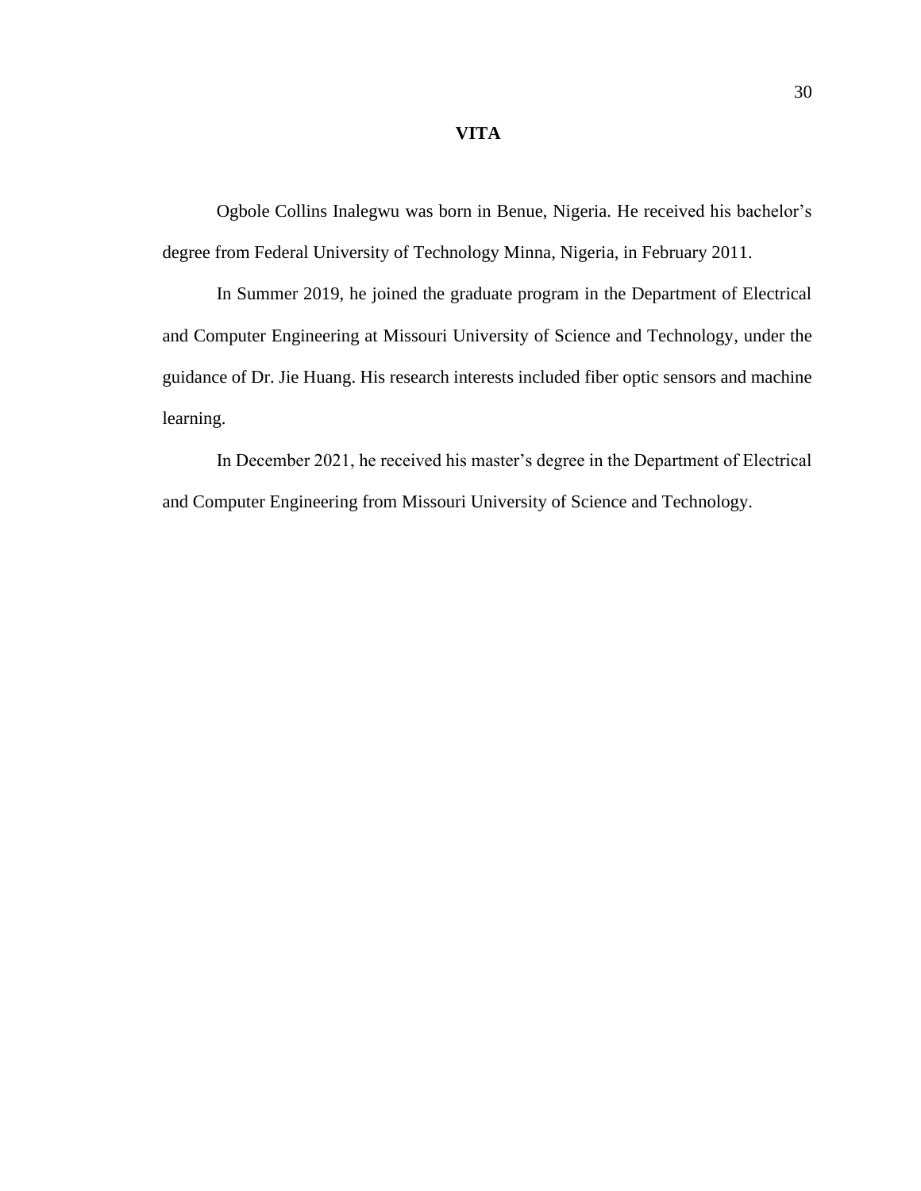## VITA

Ogbole Collins Inalegwu was born in Benue, Nigeria. He received his bachelor's degree from Federal University of Technology Minna, Nigeria, in February 2011.

In Summer 2019, he joined the graduate program in the Department of Electrical and Computer Engineering at Missouri University of Science and Technology, under the guidance of Dr. Jie Huang. His research interests included fiber optic sensors and machine learning.

In December 2021, he received his master's degree in the Department of Electrical and Computer Engineering from Missouri University of Science and Technology.